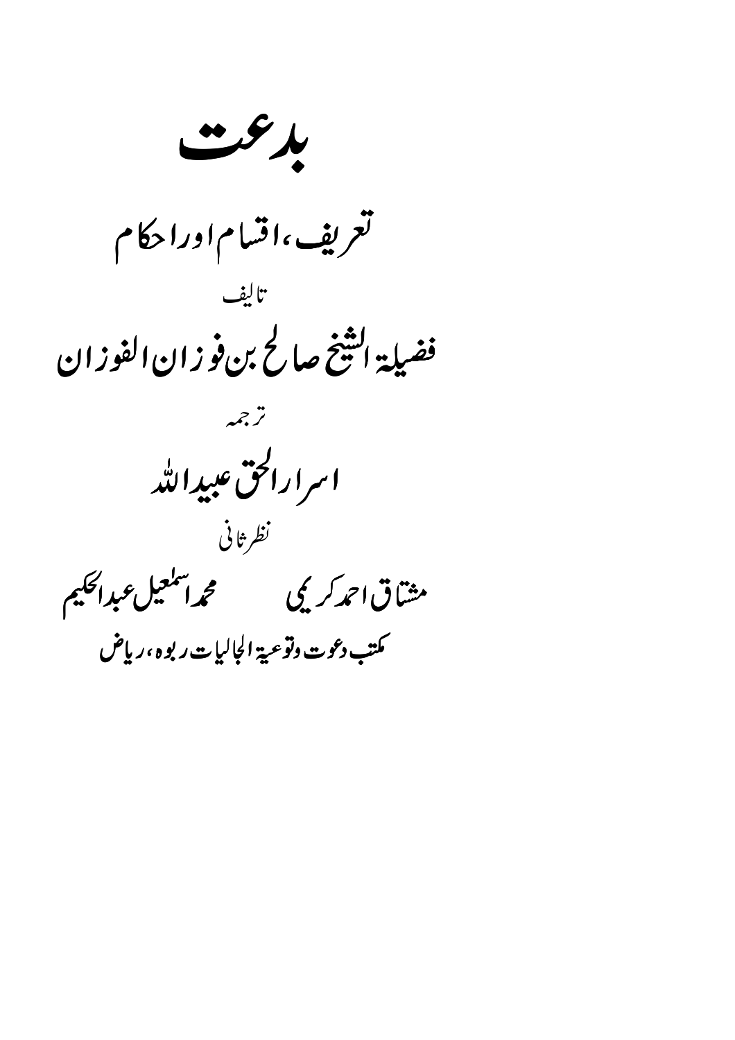# بدعت

## تعریف، اقسام اور احکام

تالیف

## فضیلۃ الشیخ صالح بن فوزان الفوزان

ترجمہ

## اسرارالحق عبیداللہ

نظرثانی

مشتاق احمد کریمی　　　محمد اسمٰعیل عبدالحکیم

مکتب دعوت وتوعیۃ الجالیات ربوہ، ریاض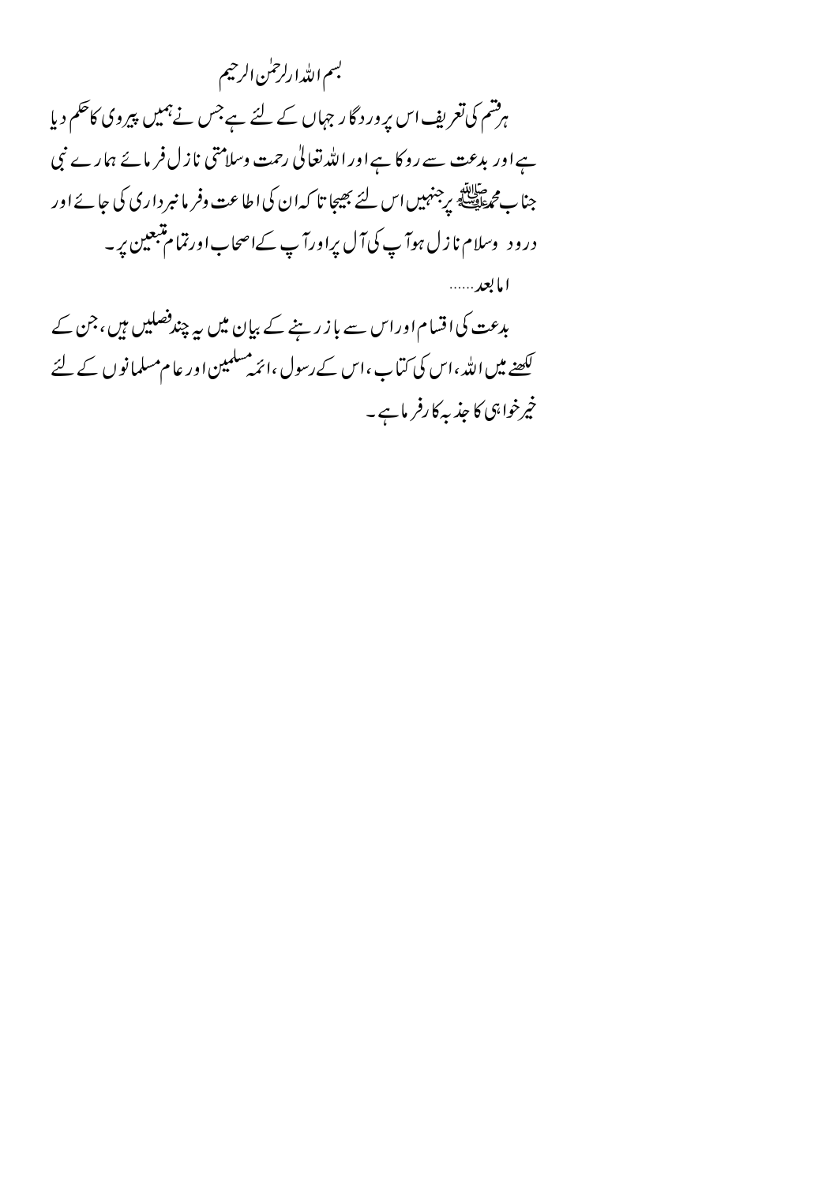بسم اللہ الرحمٰن الرحیم

ہر قسم کی تعریف اس پروردگار جہاں کے لئے ہے جس نے ہمیں پیروی کا حکم دیا ہے اور بدعت سے روکا ہے اور اللہ تعالیٰ رحمت وسلامتی نازل فرمائے ہمارے نبی جناب محمد ﷺ پر جنہیں اس لئے بھیجا تا کہ ان کی اطاعت وفرمانبرداری کی جائے اور درود وسلام نازل ہو آپ کی آل پر اور آپ کے اصحاب اور تمام متبعین پر۔

امابعد......

بدعت کی اقسام اور اس سے باز رہنے کے بیان میں یہ چند فصلیں ہیں، جن کے لکھنے میں اللہ، اس کی کتاب، اس کے رسول، ائمہ مسلمین اور عام مسلمانوں کے لئے خیر خواہی کا جذبہ کارفرما ہے۔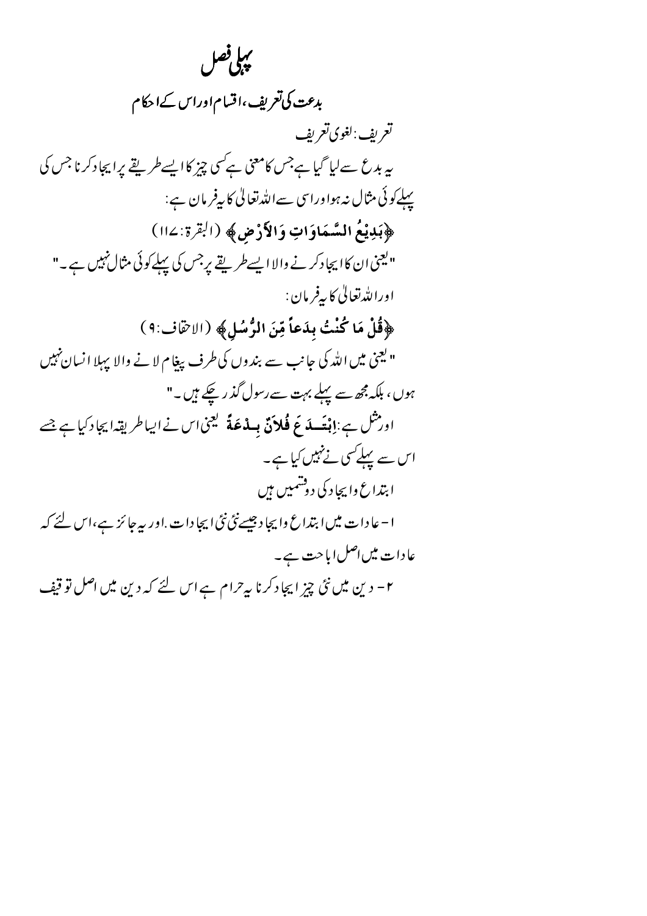# پہلی فصل

## بدعت کی تعریف، اقسام اور اس کے احکام

تعریف: لغوی تعریف

یہ بدع سے لیا گیا ہے جس کا معنی ہے کسی چیز کا ایسے طریقے پر ایجاد کرنا جس کی پہلے کوئی مثال نہ ہو اور اسی سے اللہ تعالیٰ کا یہ فرمان ہے:

﴿بَدِيْعُ السَّمَاوَاتِ وَالأَرْضِ﴾ (البقرۃ:۱۱۷)

"یعنی ان کا ایجاد کرنے والا ایسے طریقے پر جس کی پہلے کوئی مثال نہیں ہے۔"

اور اللہ تعالیٰ کا یہ فرمان:

﴿قُلْ مَا كُنْتُ بِدَعاً مِّنَ الرُّسُلِ﴾ (الاحقاف:۹)

"یعنی میں اللہ کی جانب سے بندوں کی طرف پیغام لانے والا پہلا انسان نہیں ہوں، بلکہ مجھ سے پہلے بہت سے رسول گذر چکے ہیں۔"

اور مثل ہے: اِبْتَدَعَ فُلاَنٌ بِدْعَةً یعنی اس نے ایسا طریقہ ایجاد کیا ہے جسے اس سے پہلے کسی نے نہیں کیا ہے۔

ابتداع وایجاد کی دو قسمیں ہیں

۱- عادات میں ابتداع وایجاد جیسے نئی نئی ایجادات۔ اور یہ جائز ہے، اس لئے کہ عادات میں اصل اباحت ہے۔

۲- دین میں نئی چیز ایجاد کرنا یہ حرام ہے اس لئے کہ دین میں اصل توقیف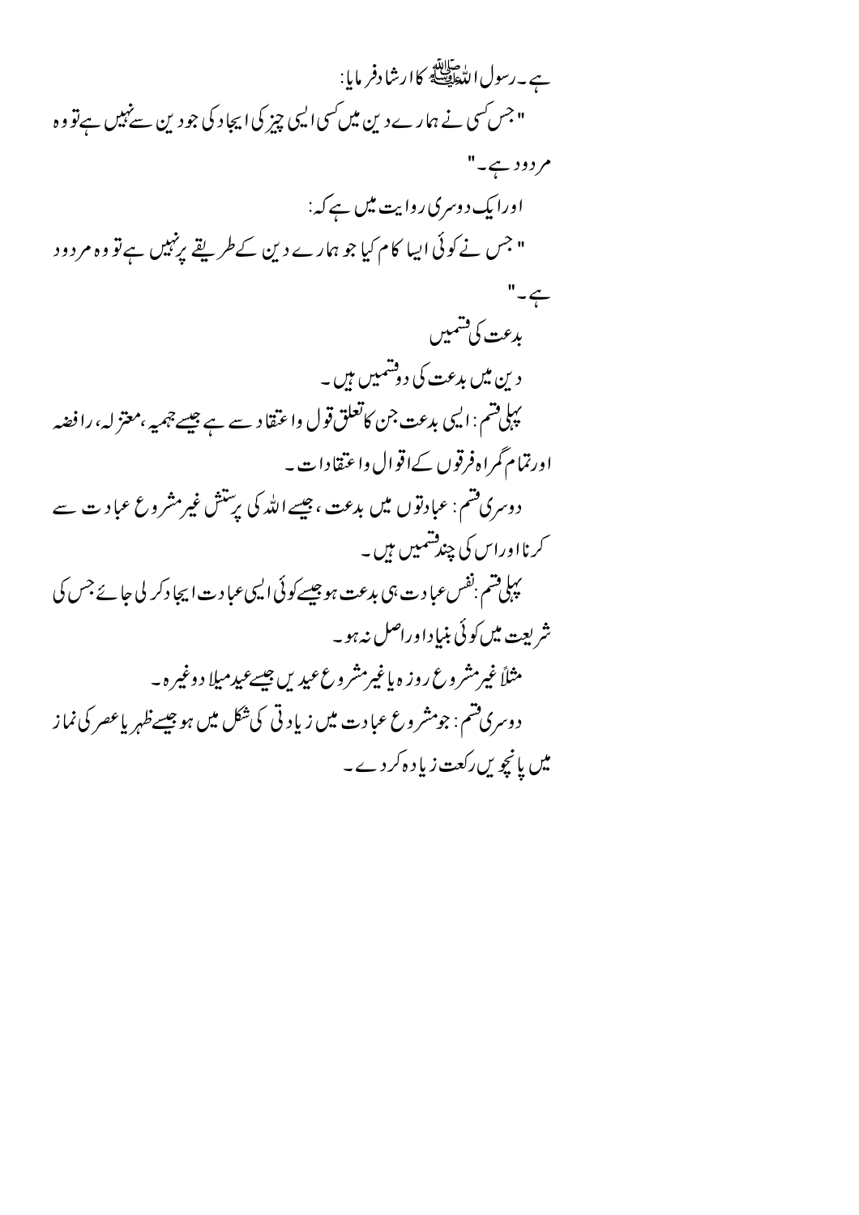ہے۔ رسول اللہ ﷺ کا ارشاد فرمایا:

"جس کسی نے ہمارے دین میں کسی ایسی چیز کی ایجاد کی جو دین سے نہیں ہے تو وہ مردود ہے۔"

اور ایک دوسری روایت میں ہے کہ:

"جس نے کوئی ایسا کام کیا جو ہمارے دین کے طریقے پر نہیں ہے تو وہ مردود ہے۔"

## بدعت کی قسمیں

دین میں بدعت کی دو قسمیں ہیں۔

پہلی قسم: ایسی بدعت جن کا تعلق قول و اعتقاد سے ہے جیسے جہمیہ، معتزلہ، رافضہ اور تمام گمراہ فرقوں کے اقوال و اعتقادات۔

دوسری قسم: عبادتوں میں بدعت، جیسے اللہ کی پرستش غیر مشروع عبادت سے کرنا اور اس کی چند قسمیں ہیں۔

پہلی قسم: نفس عبادت ہی بدعت ہو جیسے کوئی ایسی عبادت ایجاد کر لی جائے جس کی شریعت میں کوئی بنیاد اور اصل نہ ہو۔

مثلاً غیر مشروع روزہ یا غیر مشروع عیدیں جیسے عید میلاد وغیرہ۔

دوسری قسم: جو مشروع عبادت میں زیادتی کی شکل میں ہو جیسے ظہر یا عصر کی نماز میں پانچویں رکعت زیادہ کر دے۔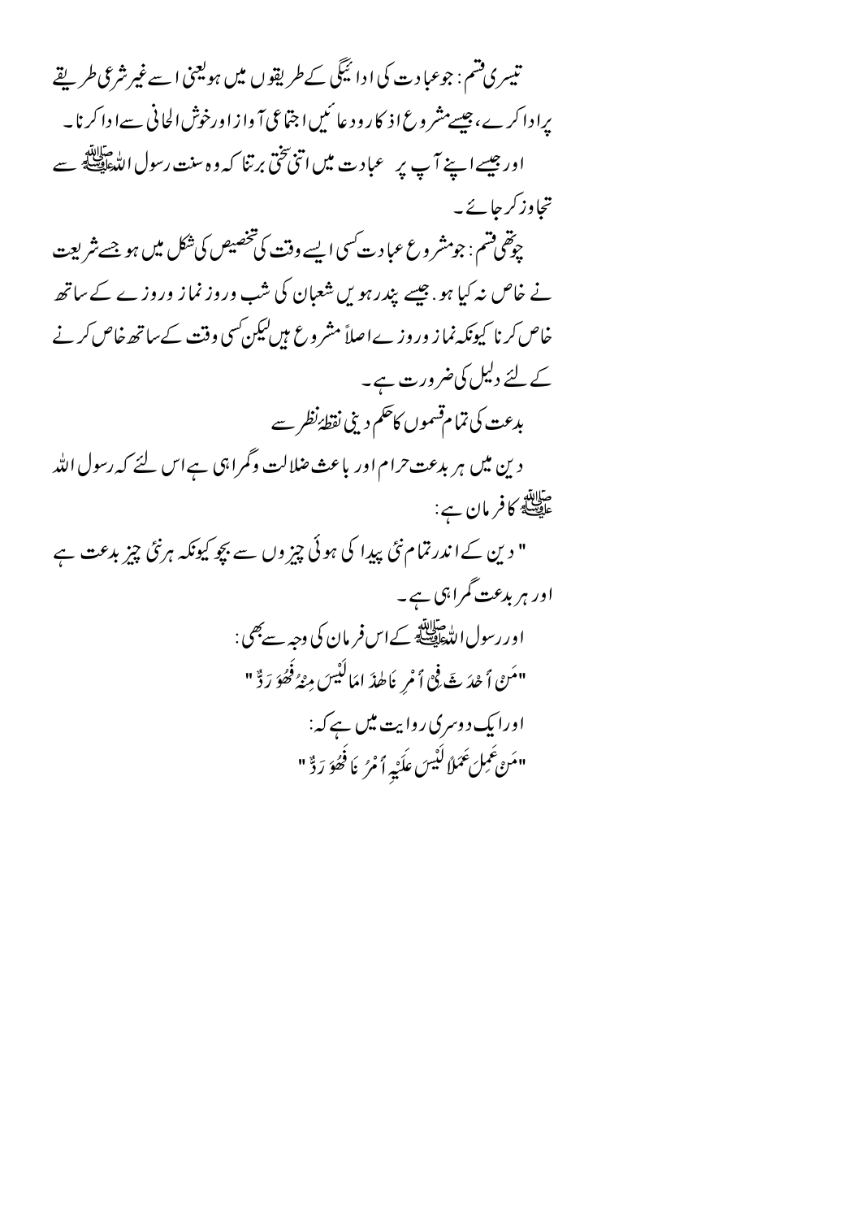تیسری قسم: جوعبادت کی ادائیگی کے طریقوں میں ہو یعنی اسے غیر شرعی طریقے پرادا کرے، جیسے مشروع اذکار ودعائیں اجتماعی آواز اور خوش الحانی سے ادا کرنا۔

اور جیسے اپنے آپ پر عبادت میں اتنی سختی برتنا کہ وہ سنت رسول اللہ ﷺ سے تجاوز کر جائے۔

چوتھی قسم: جو مشروع عبادت کسی ایسے وقت کی تخصیص کی شکل میں ہو جسے شریعت نے خاص نہ کیا ہو. جیسے پندرہویں شعبان کی شب وروز نماز وروزے کے ساتھ خاص کرنا کیونکہ نماز وروزے اصلاً مشروع ہیں لیکن کسی وقت کے ساتھ خاص کرنے کے لئے دلیل کی ضرورت ہے۔

## بدعت کی تمام قسموں کا حکم دینی نقطۂ نظر سے

دین میں ہر بدعت حرام اور باعث ضلالت وگمراہی ہے اس لئے کہ رسول اللہ ﷺ کا فرمان ہے:

" دین کے اندر تمام نئی پیدا کی ہوئی چیزوں سے بچو کیونکہ ہر نئی چیز بدعت ہے اور ہر بدعت گمراہی ہے۔

اور رسول اللہ ﷺ کے اس فرمان کی وجہ سے بھی:

"مَنْ أَحْدَثَ فِيْ أَمْرِ نَا هٰذَ امَا لَيْسَ مِنْهُ فَهُوَ رَدٌّ"

اور ایک دوسری روایت میں ہے کہ:

"مَنْ عَمِلَ عَمَلاً لَيْسَ عَلَيْهِ أَمْرُ نَا فَهُوَ رَدٌّ"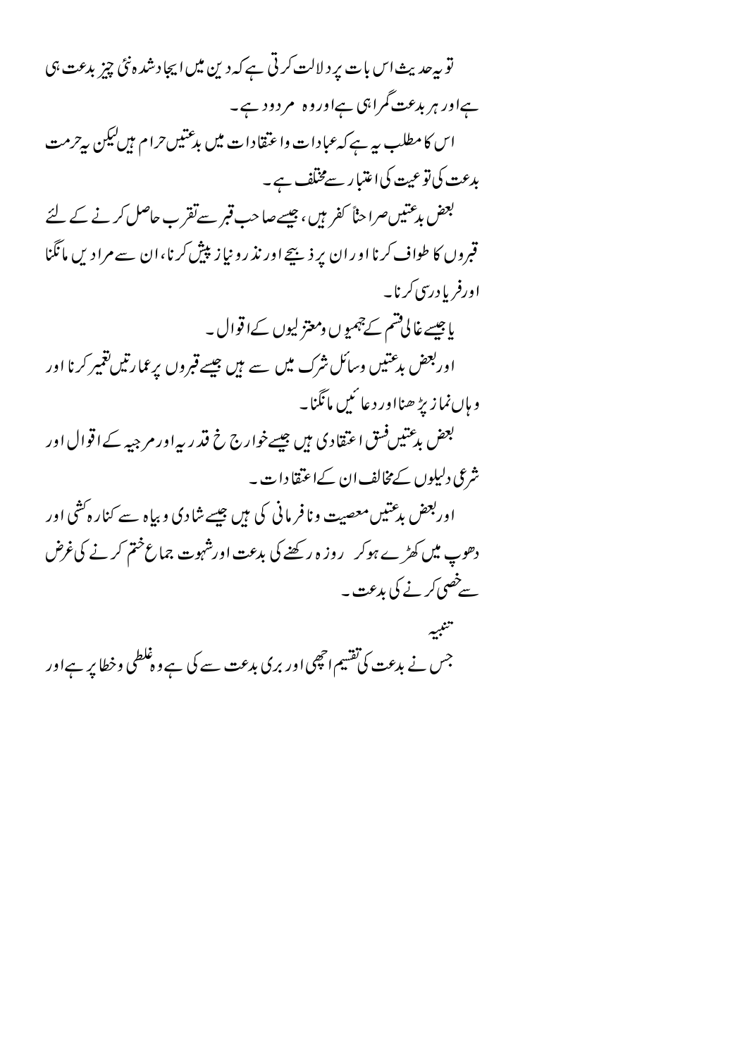تو یہ حدیث اس بات پر دلالت کرتی ہے کہ دین میں ایجاد شدہ نئی چیز بدعت ہی ہے اور ہر بدعت گمراہی ہے اور وہ مردود ہے۔

اس کا مطلب یہ ہے کہ عبادات و اعتقادات میں بدعتیں حرام ہیں لیکن یہ حرمت بدعت کی نوعیت کی اعتبار سے مختلف ہے۔

بعض بدعتیں صراحتاً کفر ہیں، جیسے صاحب قبر سے تقرب حاصل کرنے کے لئے قبروں کا طواف کرنا اور ان پر ذبیحے اور نذر و نیاز پیش کرنا، ان سے مرادیں مانگنا اور فریاد رسی کرنا۔

یا جیسے غالی قسم کے جہمیوں و معتزلیوں کے اقوال۔

اور بعض بدعتیں وسائل شرک میں سے ہیں جیسے قبروں پر عمارتیں تعمیر کرنا اور وہاں نماز پڑھنا اور دعائیں مانگنا۔

بعض بدعتیں فسق اعتقادی ہیں جیسے خوارج خ قدریہ اور مرجیہ کے اقوال اور شرعی دلیلوں کے مخالف ان کے اعتقادات۔

اور بعض بدعتیں معصیت و نافرمانی کی ہیں جیسے شادی و بیاہ سے کنارہ کشی اور دھوپ میں کھڑے ہوکر روزہ رکھنے کی بدعت اور شہوت جماع ختم کرنے کی غرض سے خصی کرنے کی بدعت۔

تنبیہ

جس نے بدعت کی تقسیم اچھی اور بری بدعت سے کی ہے وہ غلطی و خطا پر ہے اور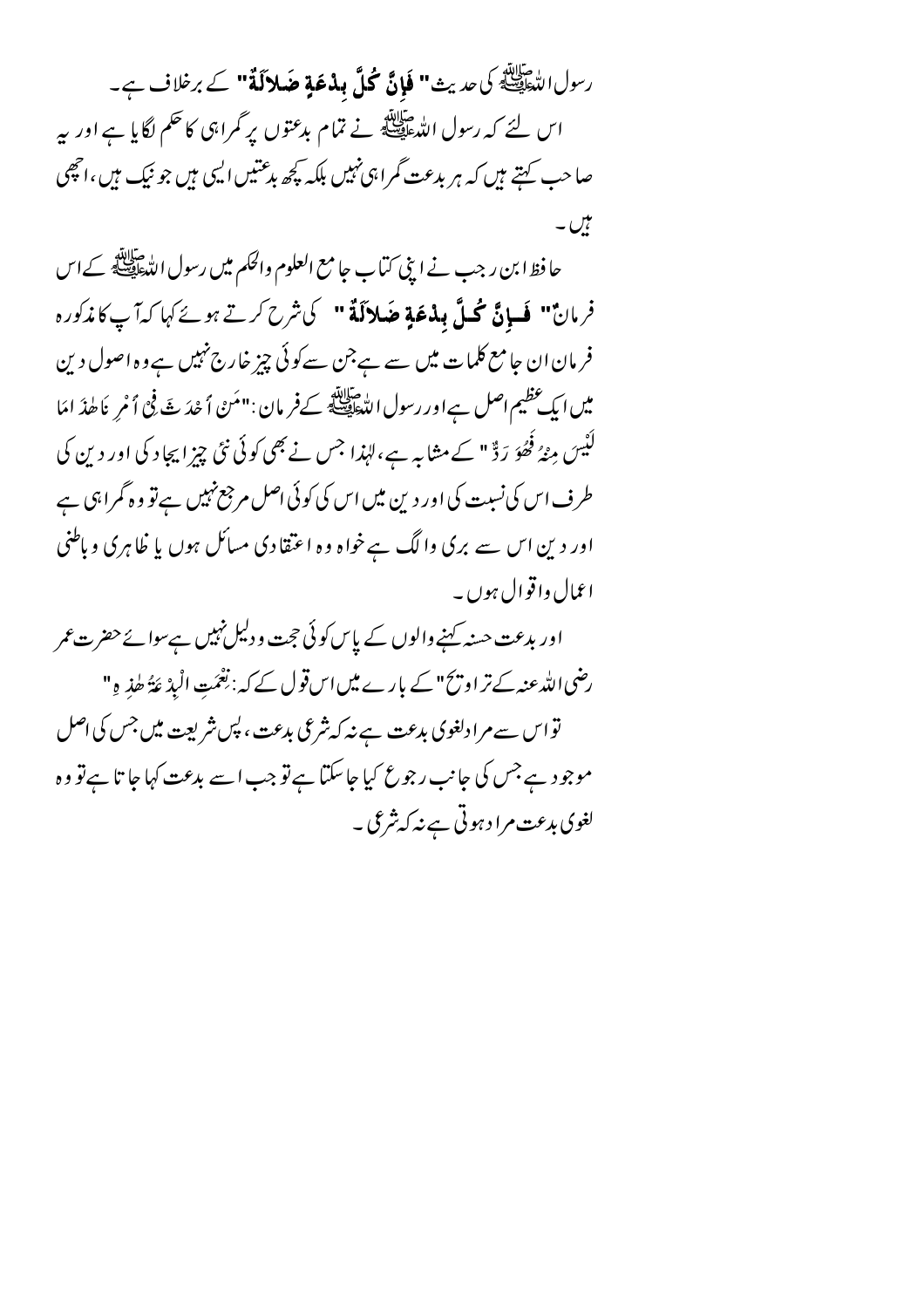رسول اللہ ﷺ کی حدیث " **فَإِنَّ كُلَّ بِدْعَةٍ ضَلالَةٌ** " کے برخلاف ہے۔

اس لئے کہ رسول اللہ ﷺ نے تمام بدعتوں پر گمراہی کا حکم لگایا ہے اور یہ صاحب کہتے ہیں کہ ہر بدعت گمراہی نہیں بلکہ کچھ بدعتیں ایسی ہیں جو نیک ہیں، اچھی ہیں۔

حافظ ابن رجب نے اپنی کتاب جامع العلوم والحکم میں رسول اللہ ﷺ کے اس فرمان" **فَـإِنَّ كُـلَّ بِدْعَةٍ ضَلاَلَةٌ** " کی شرح کرتے ہوئے کہا کہ آپ کا مذکورہ فرمان ان جامع کلمات میں سے ہے جن سے کوئی چیز خارج نہیں ہے وہ اصول دین میں ایک عظیم اصل ہے اور رسول اللہ ﷺ کے فرمان: "مَنْ أَحْدَثَ فِي أَمْرِ نَا هٰذَ امَا لَيْسَ مِنْهُ فَهُوَ رَدٌّ" کے مشابہ ہے، لہٰذا جس نے بھی کوئی نئی چیز ایجاد کی اور دین کی طرف اس کی نسبت کی اور دین میں اس کی کوئی اصل مرجع نہیں ہے تو وہ گمراہی ہے اور دین اس سے بری و الگ ہے خواہ وہ اعتقادی مسائل ہوں یا ظاہری و باطنی اعمال واقوال ہوں۔

اور بدعت حسنہ کہنے والوں کے پاس کوئی حجت و دلیل نہیں ہے سوائے حضرت عمر رضی اللہ عنہ کے تراویح" کے بارے میں اس قول کے کہ: نِعْمَتِ الْبِدْعَةُ هٰذِهِ"

تو اس سے مراد لغوی بدعت ہے نہ کہ شرعی بدعت، پس شریعت میں جس کی اصل موجود ہے جس کی جانب رجوع کیا جا سکتا ہے تو جب اسے بدعت کہا جاتا ہے تو وہ لغوی بدعت مراد ہوتی ہے نہ کہ شرعی۔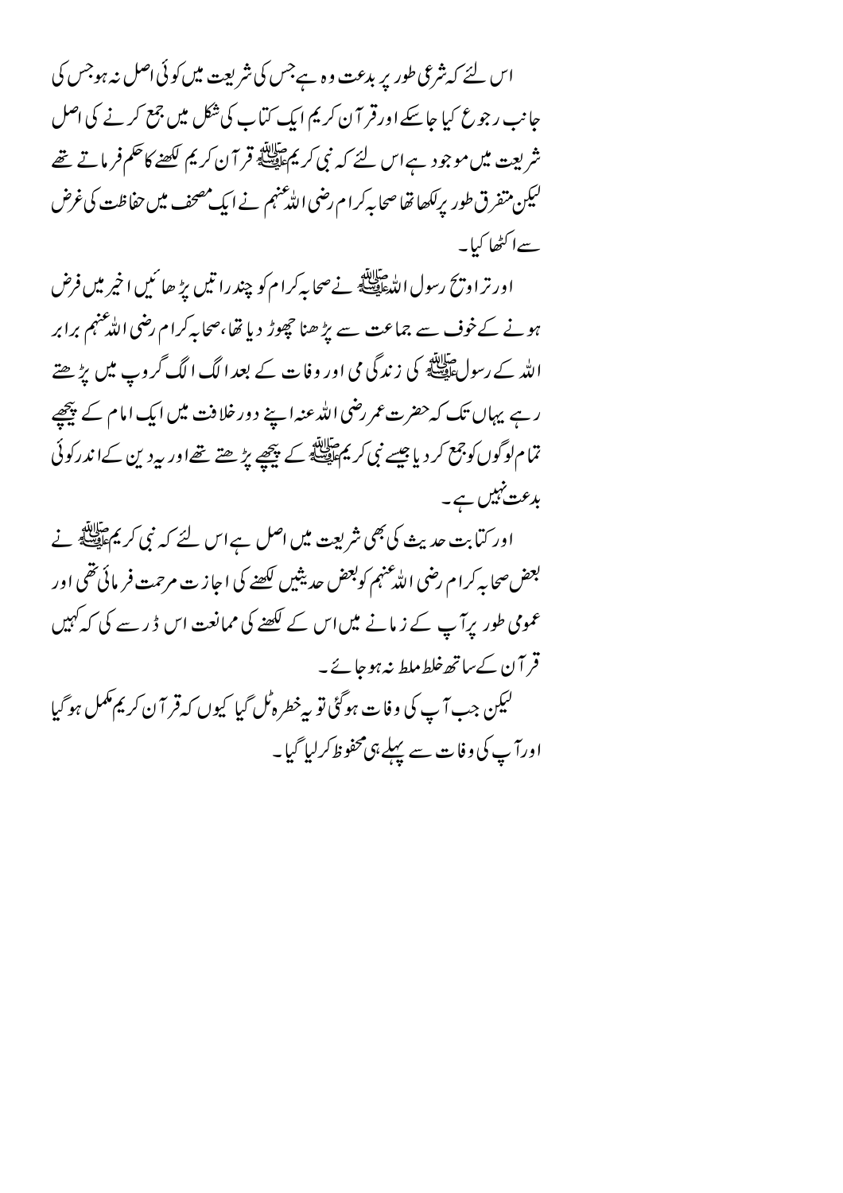اس لئے کہ شرعی طور پر بدعت وہ ہے جس کی شریعت میں کوئی اصل نہ ہو جس کی جانب رجوع کیا جا سکے اور قرآن کریم ایک کتاب کی شکل میں جمع کرنے کی اصل شریعت میں موجود ہے اس لئے کہ نبی کریم ﷺ قرآن کریم لکھنے کا حکم فرماتے تھے لیکن متفرق طور پر لکھا تھا صحابہ کرام رضی اللہ عنہم نے ایک مصحف میں حفاظت کی غرض سے اکٹھا کیا۔

اور تراویح رسول اللہ ﷺ نے صحابہ کرام کو چند راتیں پڑھائیں اخیر میں فرض ہونے کے خوف سے جماعت سے پڑھنا چھوڑ دیا تھا، صحابہ کرام رضی اللہ عنہم برابر اللہ کے رسول ﷺ کی زندگی می اور وفات کے بعد الگ الگ گروپ میں پڑھتے رہے یہاں تک کہ حضرت عمر رضی اللہ عنہ اپنے دور خلافت میں ایک امام کے پیچھے تمام لوگوں کو جمع کر دیا جیسے نبی کریم ﷺ کے پیچھے پڑھتے تھے اور یہ دین کے اندر کوئی بدعت نہیں ہے۔

اور کتابت حدیث کی بھی شریعت میں اصل ہے اس لئے کہ نبی کریم ﷺ نے بعض صحابہ کرام رضی اللہ عنہم کو بعض حدیثیں لکھنے کی اجازت مرحمت فرمائی تھی اور عمومی طور پر آپ کے زمانے میں اس کے لکھنے کی ممانعت اس ڈر سے کی کہ کہیں قرآن کے ساتھ خلط ملط نہ ہو جائے۔

لیکن جب آپ کی وفات ہو گئی تو یہ خطرہ ٹل گیا کیوں کہ قرآن کریم مکمل ہو گیا اور آپ کی وفات سے پہلے ہی محفوظ کر لیا گیا۔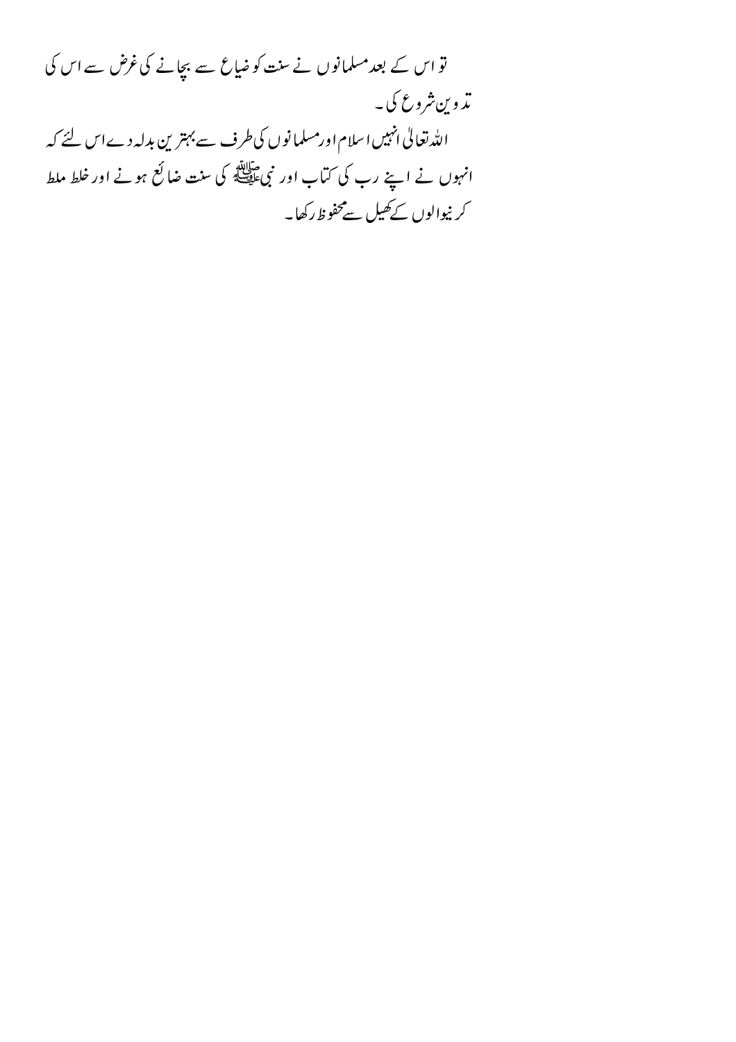تو اس کے بعد مسلمانوں نے سنت کو ضیاع سے بچانے کی غرض سے اس کی تدوین شروع کی۔

اللہ تعالی انہیں اسلام اور مسلمانوں کی طرف سے بہترین بدلہ دے اس لئے کہ انہوں نے اپنے رب کی کتاب اور نبی ﷺ کی سنت ضائع ہونے اور خلط ملط کرنیوالوں کے کھیل سے محفوظ رکھا۔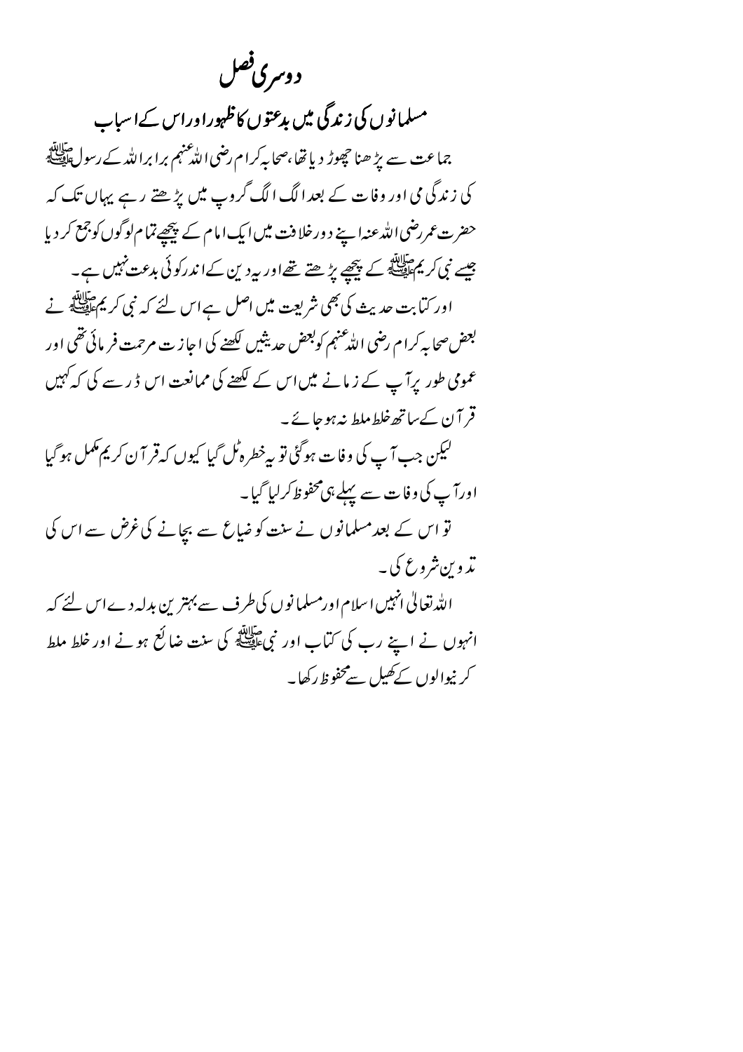# دوسری فصل

## مسلمانوں کی زندگی میں بدعتوں کا ظہور اور اس کے اسباب

جماعت سے پڑھنا چھوڑ دیا تھا، صحابہ کرام رضی اللہ عنہم برابر اللہ کے رسول ﷺ کی زندگی می اور وفات کے بعد الگ الگ گروپ میں پڑھتے رہے یہاں تک کہ حضرت عمر رضی اللہ عنہ اپنے دور خلافت میں ایک امام کے پیچھے تمام لوگوں کو جمع کر دیا جیسے نبی کریم ﷺ کے پیچھے پڑھتے تھے اور یہ دین کے اندر کوئی بدعت نہیں ہے۔

اور کتابت حدیث کی بھی شریعت میں اصل ہے اس لئے کہ نبی کریم ﷺ نے بعض صحابہ کرام رضی اللہ عنہم کو بعض حدیثیں لکھنے کی اجازت مرحمت فرمائی تھی اور عمومی طور پر آپ کے زمانے میں اس کے لکھنے کی ممانعت اس ڈر سے کی کہ کہیں قرآن کے ساتھ خلط ملط نہ ہو جائے۔

لیکن جب آپ کی وفات ہوگئی تو یہ خطرہ ٹل گیا کیوں کہ قرآن کریم مکمل ہو گیا اور آپ کی وفات سے پہلے ہی محفوظ کر لیا گیا۔

تو اس کے بعد مسلمانوں نے سنت کو ضیاع سے بچانے کی غرض سے اس کی تدوین شروع کی۔

اللہ تعالیٰ انہیں اسلام اور مسلمانوں کی طرف سے بہترین بدلہ دے اس لئے کہ انہوں نے اپنے رب کی کتاب اور نبی ﷺ کی سنت ضائع ہونے اور خلط ملط کرنیوالوں کے کھیل سے محفوظ رکھا۔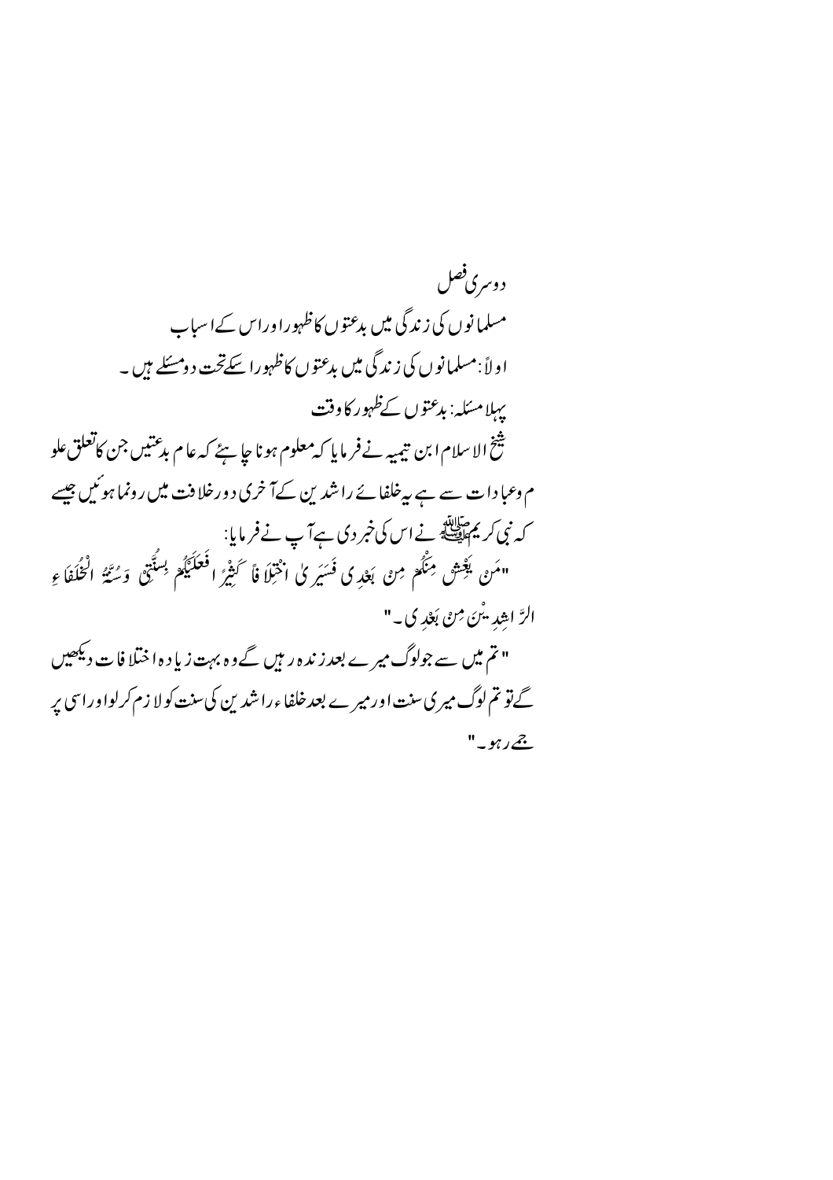## دوسری فصل

### مسلمانوں کی زندگی میں بدعتوں کا ظہور اور اس کے اسباب

اولاً: مسلمانوں کی زندگی میں بدعتوں کا ظہور اسکے تحت دو مسئلے ہیں۔

#### پہلا مسئلہ: بدعتوں کے ظہور کا وقت

شیخ الاسلام ابن تیمیہ نے فرمایا کہ معلوم ہونا چاہئے کہ عام بدعتیں جن کا تعلق علوم وعبادات سے ہے یہ خلفائے راشدین کے آخری دور خلافت میں رونما ہوئیں جیسے کہ نبی کریم ﷺ نے اس کی خبر دی ہے آپ نے فرمایا:

"مَنْ يَعِشْ مِنْكُم مِنْ بَعْدِی فَسَيَرىٰ اخْتِلَا فاً كَثِيْراً فَعَلَيْكُم بِسُنَّتِی وَسُنَّةُ الْخُلَفَاءِ الرَّاشِدِيْنَ مِنْ بَعْدِی۔"

"تم میں سے جو لوگ میرے بعد زندہ رہیں گے وہ بہت زیادہ اختلافات دیکھیں گے تو تم لوگ میری سنت اور میرے بعد خلفاء راشدین کی سنت کو لازم کرلو اور اسی پر جمے رہو۔"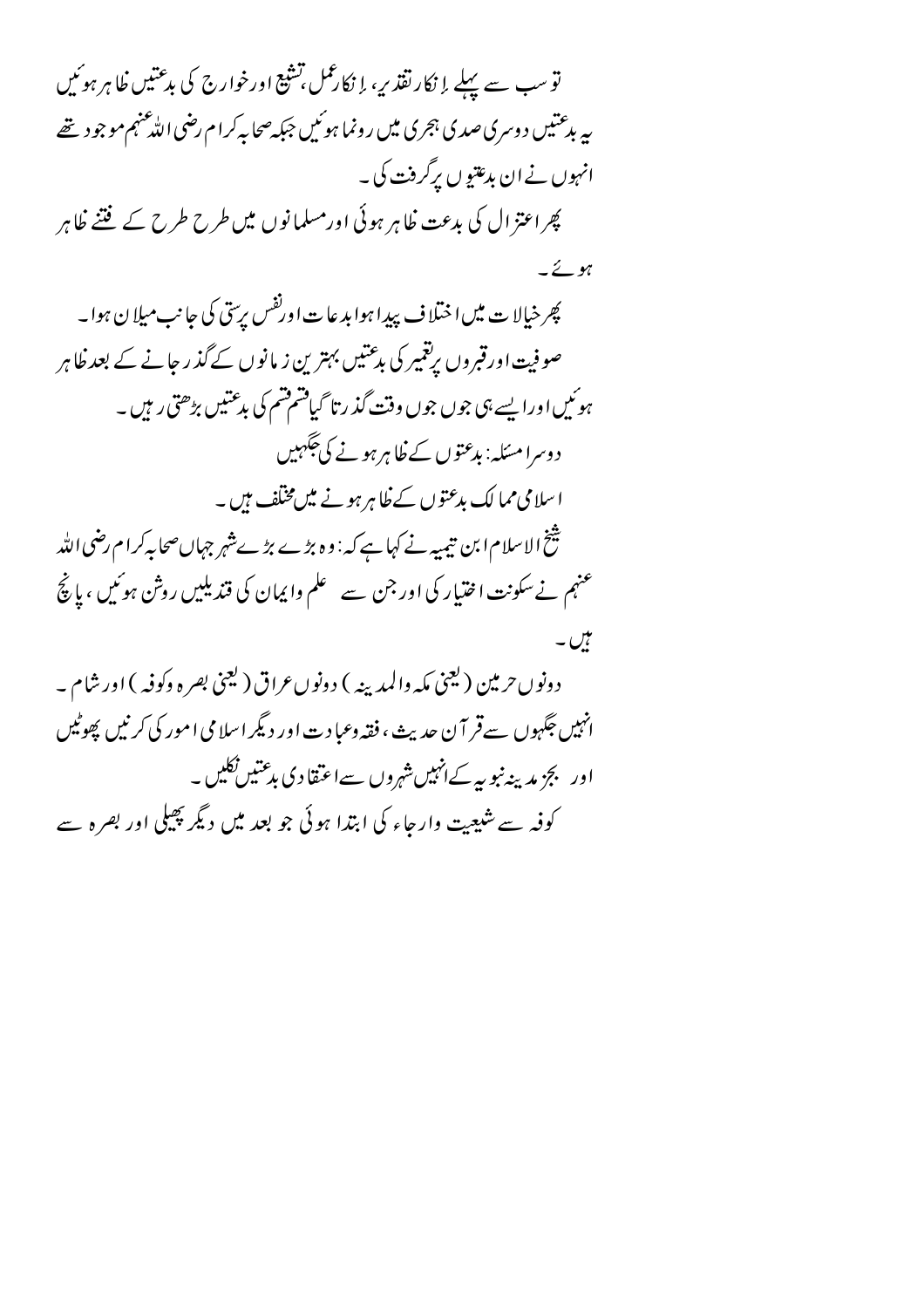تو سب سے پہلے اِنکارِ تقدیر، اِنکارِ عمل، تشیع اور خوارج کی بدعتیں ظاہر ہوئیں یہ بدعتیں دوسری صدی ہجری میں رونما ہوئیں جبکہ صحابہ کرام رضی اللہ عنہم موجود تھے انہوں نے ان بدعتوں پر گرفت کی۔

پھر اعتزال کی بدعت ظاہر ہوئی اور مسلمانوں میں طرح طرح کے فتنے ظاہر ہوئے۔

پھر خیالات میں اختلاف پیدا ہوا بدعات اور نفس پرستی کی جانب میلان ہوا۔ صوفیت اور قبروں پر تعمیر کی بدعتیں بہترین زمانوں کے گذر جانے کے بعد ظاہر ہوئیں اور ایسے ہی جوں جوں وقت گذرتا گیا قسم قسم کی بدعتیں بڑھتی رہیں۔

دوسرا مسئلہ: بدعتوں کے ظاہر ہونے کی جگہیں

اسلامی ممالک بدعتوں کے ظاہر ہونے میں مختلف ہیں۔

شیخ الاسلام ابن تیمیہ نے کہا ہے کہ: وہ بڑے بڑے شہر جہاں صحابہ کرام رضی اللہ عنہم نے سکونت اختیار کی اور جن سے علم و ایمان کی قندیلیں روشن ہوئیں، پانچ ہیں۔

دونوں حرمین (یعنی مکہ والمدینہ) دونوں عراق (یعنی بصرہ وکوفہ) اور شام۔ انہیں جگہوں سے قرآن حدیث، فقہ وعبادت اور دیگر اسلامی امور کی کرنیں پھوٹیں اور بجز مدینہ نبویہ کے انہیں شہروں سے اعتقادی بدعتیں نکلیں۔

کوفہ سے شیعیت وارجاء کی ابتدا ہوئی جو بعد میں دیگر پھیلی اور بصرہ سے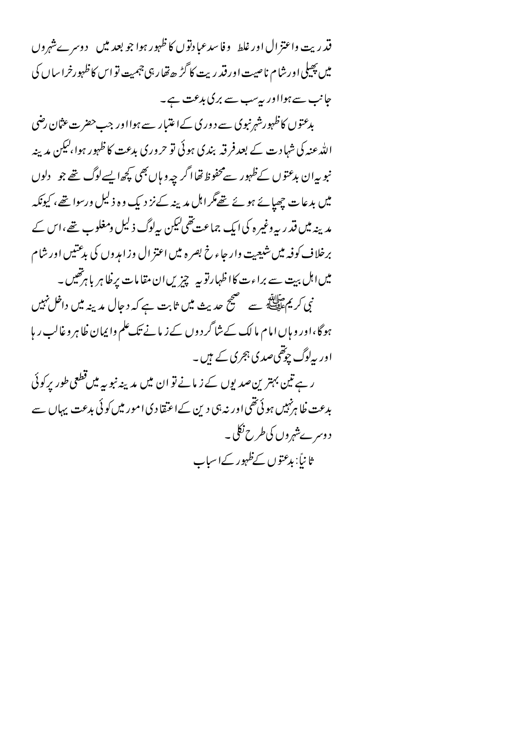قدریت واعتزال اور غلط وفاسد عبادتوں کا ظہور ہوا جو بعد میں دوسرے شہروں میں پھیلی اور شام ناصبیت اور قدریت کا گڑھ تھا رہی جہمیت تو اس کا ظہور خراساں کی جانب سے ہوا اور یہ سب سے بری بدعت ہے۔

بدعتوں کا ظہور شہر نبوی سے دوری کے اعتبار سے ہوا اور جب حضرت عثمان رضی اللہ عنہ کی شہادت کے بعد فرقہ بندی ہوئی تو حروری بدعت کا ظہور ہوا، لیکن مدینہ نبویہ ان بدعتوں کے ظہور سے محفوظ تھا اگر چہ وہاں بھی کچھ ایسے لوگ تھے جو دلوں میں بدعات چھپائے ہوئے تھے مگر اہل مدینہ کے نزدیک وہ ذلیل ورسوا تھے، کیونکہ مدینہ میں قدریہ وغیرہ کی ایک جماعت تھی لیکن یہ لوگ ذلیل ومغلوب تھے، اس کے برخلاف کوفہ میں شیعیت وارجاء خ بصرہ میں اعتزال وزاہدوں کی بدعتیں اور شام میں اہل بیت سے براءت کا اظہار تو یہ چیزیں ان مقامات پر ظاہر باہر تھیں۔

نبی کریم ﷺ سے صحیح حدیث میں ثابت ہے کہ دجال مدینہ میں داخل نہیں ہوگا، اور وہاں امام مالک کے شاگردوں کے زمانے تک علم وایمان ظاہر وغالب رہا اور یہ لوگ چوتھی صدی ہجری کے ہیں۔

رہے تین بہترین صدیوں کے زمانے تو ان میں مدینہ نبویہ میں قطعی طور پر کوئی بدعت ظاہر نہیں ہوئی تھی اور نہ ہی دین کے اعتقادی امور میں کوئی بدعت یہاں سے دوسرے شہروں کی طرح نکلی۔

ثانیاً: بدعتوں کے ظہور کے اسباب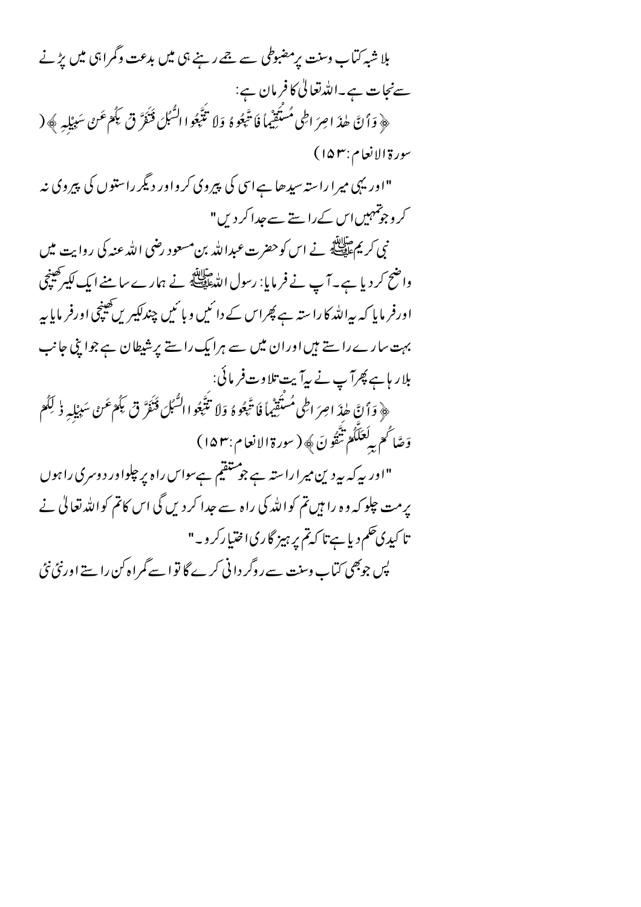بلا شبہ کتاب وسنت پر مضبوطی سے جمے رہنے ہی میں بدعت وگمراہی میں پڑنے سے نجات ہے۔اللہ تعالیٰ کا فرمان ہے:

﴿ وَأَنَّ هٰذَا صِرَاطِي مُسْتَقِيماً فَاتَّبِعُوهُ وَلَا تَتَّبِعُوا السُّبُلَ فَتَفَرَّقَ بِكُمْ عَنْ سَبِيلِهِ ﴾ (سورۃ الانعام:۱۵۳)

"اور یہی میرا راستہ سیدھا ہے اسی کی پیروی کرو اور دیگر راستوں کی پیروی نہ کرو جو تمہیں اس کے راستے سے جدا کر دیں"

نبی کریم ﷺ نے اس کو حضرت عبداللہ بن مسعود رضی اللہ عنہ کی روایت میں واضح کر دیا ہے۔آپ نے فرمایا: رسول اللہ ﷺ نے ہمارے سامنے ایک لکیر کھینچی اور فرمایا کہ یہ اللہ کا راستہ ہے پھر اس کے دائیں و بائیں چند لکیریں کھینچی اور فرمایا یہ بہت سارے راستے ہیں اور ان میں سے ہر ایک راستے پر شیطان ہے جو اپنی جانب بلا رہا ہے پھر آپ نے یہ آیت تلاوت فرمائی:

﴿ وَأَنَّ هٰذَا صِرَاطِي مُسْتَقِيماً فَاتَّبِعُوهُ وَلَا تَتَّبِعُوا السُّبُلَ فَتَفَرَّقَ بِكُمْ عَنْ سَبِيلِهِ ذٰلِكُمْ وَصَّاكُمْ بِهِ لَعَلَّكُمْ تَتَّقُونَ ﴾ (سورۃ الانعام:۱۵۳)

"اور یہ کہ یہ دین میرا راستہ ہے جو مستقیم ہے سو اس راہ پر چلو اور دوسری راہوں پر مت چلو کہ وہ راہیں تم کو اللہ کی راہ سے جدا کر دیں گی اس کا تم کو اللہ تعالیٰ نے تاکیدی حکم دیا ہے تاکہ تم پرہیزگاری اختیار کرو۔"

پس جو بھی کتاب وسنت سے روگردانی کرے گا تو اسے گمراہ کن راستے اور نئی نئی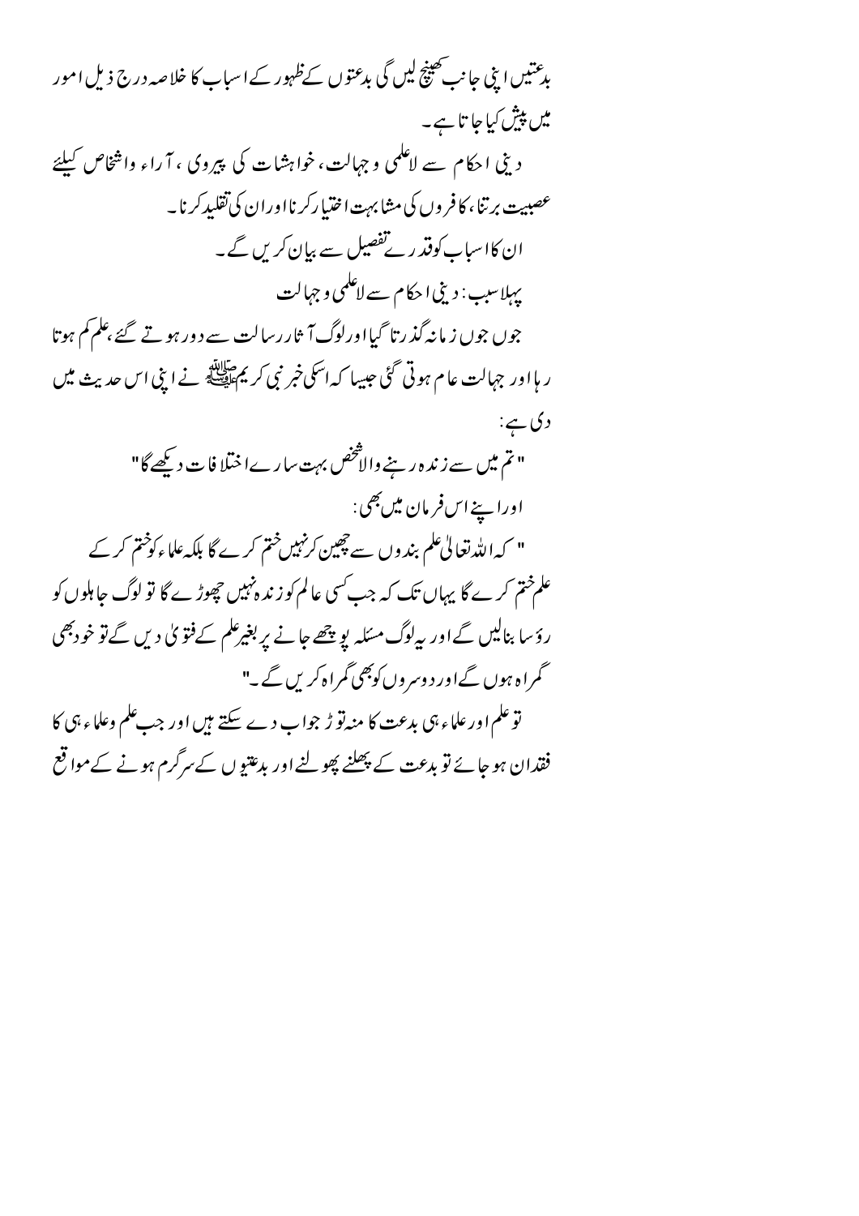بدعتیں اپنی جانب کھینچ لیں گی بدعتوں کے ظہور کے اسباب کا خلاصہ درج ذیل امور میں پیش کیا جاتا ہے۔

دینی احکام سے لاعلمی و جہالت، خواہشات کی پیروی، آراء واشخاص کیلئے عصبیت برتنا، کافروں کی مشابہت اختیار کرنا اوران کی تقلید کرنا۔

ان کا اسباب کوقدرے تفصیل سے بیان کریں گے۔

پہلا سبب: دینی احکام سے لاعلمی و جہالت

جوں جوں زمانہ گذرتا گیا اور لوگ آثار رسالت سے دور ہوتے گئے، علم کم ہوتا رہا اور جہالت عام ہوتی گئی جیسا کہ اسکی خبر نبی کریم ﷺ نے اپنی اس حدیث میں دی ہے:

"تم میں سے زندہ رہنے والا شخص بہت سارے اختلافات دیکھے گا"

اور اپنے اس فرمان میں بھی:

"کہ اللہ تعالیٰ علم بندوں سے چھین کر نہیں ختم کرے گا بلکہ علماء کو ختم کر کے علم ختم کرے گا یہاں تک کہ جب کسی عالم کو زندہ نہیں چھوڑے گا تو لوگ جاہلوں کو رؤسا بنالیں گے اور یہ لوگ مسئلہ پوچھے جانے پر بغیر علم کے فتویٰ دیں گے تو خود بھی گمراہ ہوں گے اور دوسروں کو بھی گمراہ کریں گے۔"

تو علم اور علماء ہی بدعت کا منہ توڑ جواب دے سکتے ہیں اور جب علم وعلماء ہی کا فقدان ہو جائے تو بدعت کے پھلنے پھولنے اور بدعتیوں کے سرگرم ہونے کے مواقع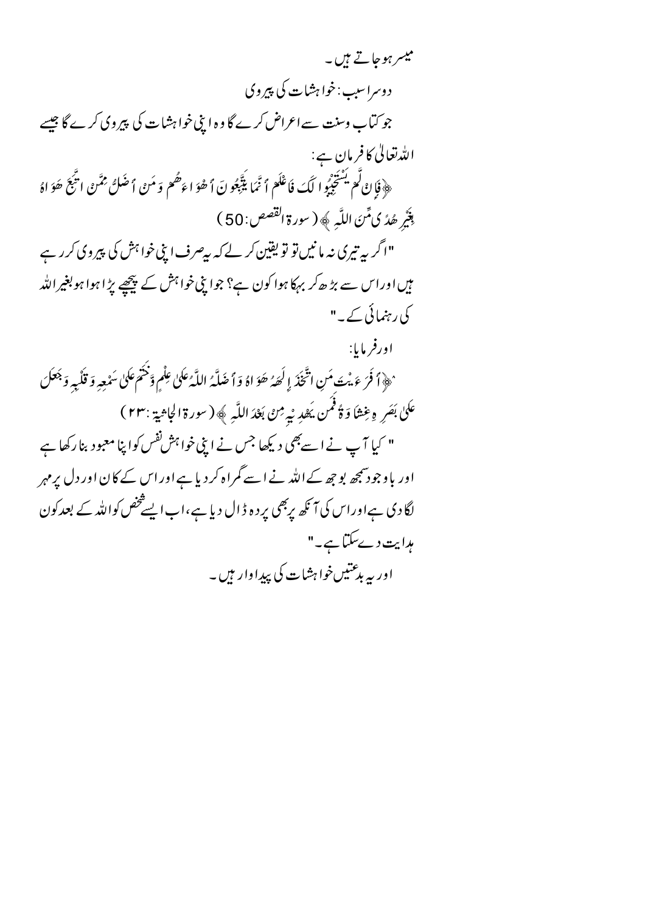میسر ہو جاتے ہیں۔

دوسرا سبب: خواہشات کی پیروی

جو کتاب وسنت سے اعراض کرے گا وہ اپنی خواہشات کی پیروی کرے گا جیسے اللہ تعالیٰ کا فرمان ہے:

﴿فَإِن لَّمْ يَسْتَجِيبُوا لَكَ فَاعْلَمْ أَنَّمَا يَتَّبِعُونَ أَهْوَاءَهُمْ وَمَنْ أَضَلُّ مِمَّنِ اتَّبَعَ هَوَاهُ بِغَيْرِ هُدًى مِّنَ اللَّهِ﴾ (سورۃ القصص: 50)

"اگر یہ تیری نہ مانیں تو تو یقین کر لے کہ یہ صرف اپنی خواہش کی پیروی کر رہے ہیں اور اس سے بڑھ کر بہکا ہوا کون ہے؟ جو اپنی خواہش کے پیچھے پڑا ہوا ہو بغیر اللہ کی رہنمائی کے۔"

اور فرمایا:

﴿أَفَرَأَيْتَ مَنِ اتَّخَذَ إِلَٰهَهُ هَوَاهُ وَأَضَلَّهُ اللَّهُ عَلَىٰ عِلْمٍ وَخَتَمَ عَلَىٰ سَمْعِهِ وَقَلْبِهِ وَجَعَلَ عَلَىٰ بَصَرِهِ غِشَاوَةً فَمَن يَهْدِيهِ مِن بَعْدِ اللَّهِ﴾ (سورۃ الجاثیۃ: ۲۳)

"کیا آپ نے اسے بھی دیکھا جس نے اپنی خواہش نفس کو اپنا معبود بنا رکھا ہے اور باوجود سمجھ بوجھ کے اللہ نے اسے گمراہ کر دیا ہے اور اس کے کان اور دل پر مہر لگا دی ہے اور اس کی آنکھ پر بھی پردہ ڈال دیا ہے، اب ایسے شخص کو اللہ کے بعد کون ہدایت دے سکتا ہے۔"

اور یہ بدعتیں خواہشات کی پیداوار ہیں۔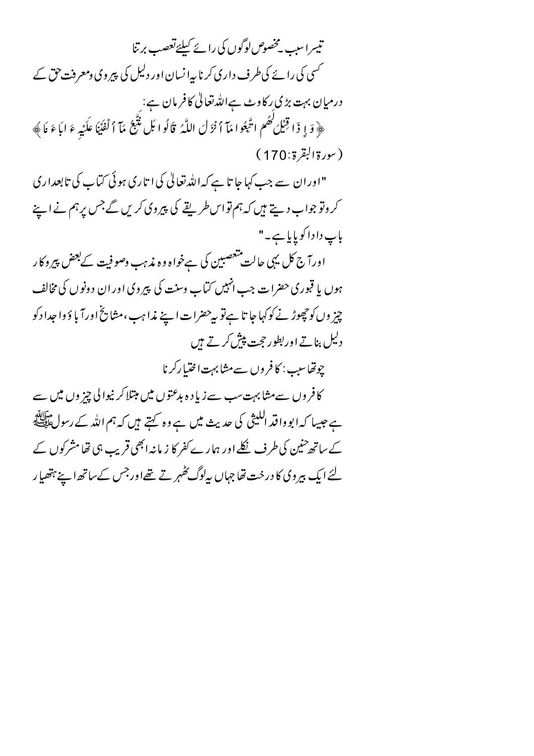### تیسرا سبب۔مخصوص لوگوں کی رائے کیلئے تعصب برتنا

کسی کی رائے کی طرف داری کرنا یا انسان اور دلیل کی پیروی ومعرفت حق کے درمیان بہت بڑی رکاوٹ ہے اللہ تعالیٰ کا فرمان ہے:

﴿ وَ اِذَا قِيْلَ لَهُمُ اتَّبِعُوْا مَآ اَنْزَلَ اللّٰهُ قَالُوْا بَلْ نَتَّبِعُ مَآ اَلْفَيْنَا عَلَيْهِ اٰبَآءَنَا ﴾ (سورۃ البقرۃ:170)

"اور ان سے جب کہا جاتا ہے کہ اللہ تعالیٰ کی اتاری ہوئی کتاب کی تابعداری کرو تو جواب دیتے ہیں کہ ہم تو اس طریقے کی پیروی کریں گے جس پر ہم نے اپنے باپ دادا کو پایا ہے۔"

اور آج کل یہی حالت متعصبین کی ہے خواہ وہ مذہب وصوفیت کے بعض پیروکار ہوں یا قبوری حضرات جب انہیں کتاب وسنت کی پیروی اور ان دونوں کی مخالف چیزوں کو چھوڑنے کو کہا جاتا ہے تو یہ حضرات اپنے مذاہب، مشائخ اور آباؤ واجداد کو دلیل بناتے اور بطور حجت پیش کرتے ہیں

### چوتھا سبب: کافروں سے مشابہت اختیار کرنا

کافروں سے مشابہت سب سے زیادہ بدعتوں میں مبتلا کرنیوالی چیزوں میں سے ہے جیسا کہ ابو واقد اللیثی کی حدیث میں ہے وہ کہتے ہیں کہ ہم اللہ کے رسول ﷺ کے ساتھ حنین کی طرف نکلے اور ہمارے کفر کا زمانہ ابھی قریب ہی تھا مشرکوں کے لئے ایک بیری کا درخت تھا جہاں یہ لوگ ٹھہرتے تھے اور جس کے ساتھ اپنے ہتھیار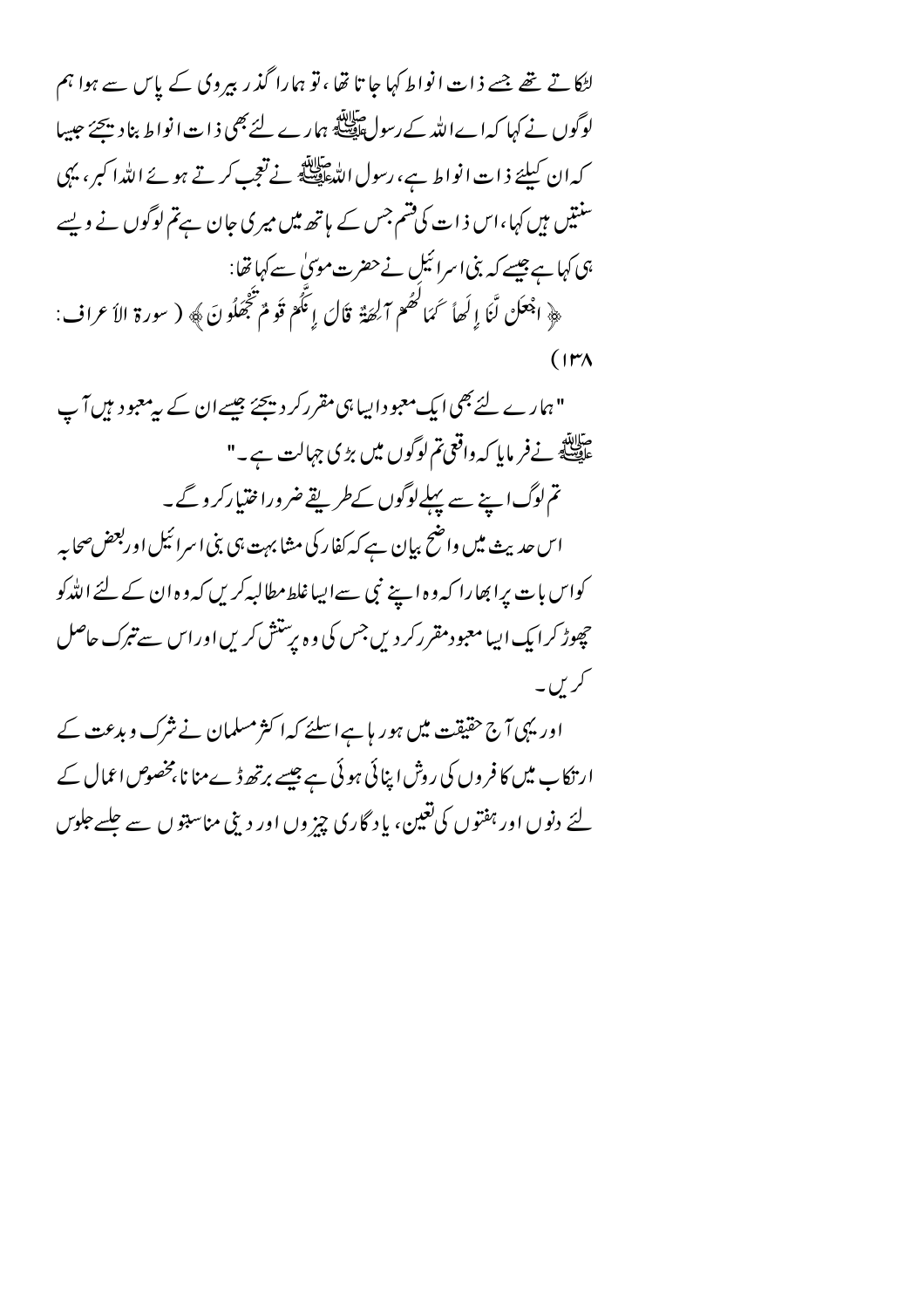لٹکاتے تھے جسے ذات انواط کہا جاتا تھا، تو ہمارا گذر بیروی کے پاس سے ہوا ہم لوگوں نے کہا کہ اے اللہ کے رسول ﷺ ہمارے لئے بھی ذات انواط بنا دیجئے جیسا کہ ان کیلئے ذات انواط ہے، رسول اللہ ﷺ نے تعجب کرتے ہوئے اللہ اکبر، یہی سنتیں ہیں کہا، اس ذات کی قسم جس کے ہاتھ میں میری جان ہے تم لوگوں نے ویسے ہی کہا ہے جیسے کہ بنی اسرائیل نے حضرت موسیٰ سے کہا تھا:

﴿ اجْعَلْ لَّنَا إِلٰهاً كَمَا لَهُمْ آلِهَةٌ قَالَ إِنَّكُمْ قَوْمٌ تَجْهَلُونَ ﴾ (سورة الأعراف: ۱۳۸)

"ہمارے لئے بھی ایک معبود ایسا ہی مقرر کر دیجئے جیسے ان کے یہ معبود ہیں آپ ﷺ نے فرمایا کہ واقعی تم لوگوں میں بڑی جہالت ہے۔"

تم لوگ اپنے سے پہلے لوگوں کے طریقے ضرور اختیار کرو گے۔

اس حدیث میں واضح بیان ہے کہ کفار کی مشابہت ہی بنی اسرائیل اور بعض صحابہ کو اس بات پر ابھارا کہ وہ اپنے نبی سے ایسا غلط مطالبہ کریں کہ وہ ان کے لئے اللہ کو چھوڑ کر ایک ایسا معبود مقرر کر دیں جس کی وہ پرستش کریں اور اس سے تبرک حاصل کریں۔

اور یہی آج حقیقت میں ہو رہا ہے اسلئے کہ اکثر مسلمان نے شرک و بدعت کے ارتکاب میں کافروں کی روش اپنائی ہوئی ہے جیسے برتھ ڈے منانا، مخصوص اعمال کے لئے دنوں اور ہفتوں کی تعین، یادگاری چیزوں اور دینی مناسبتوں سے جلسے جلوس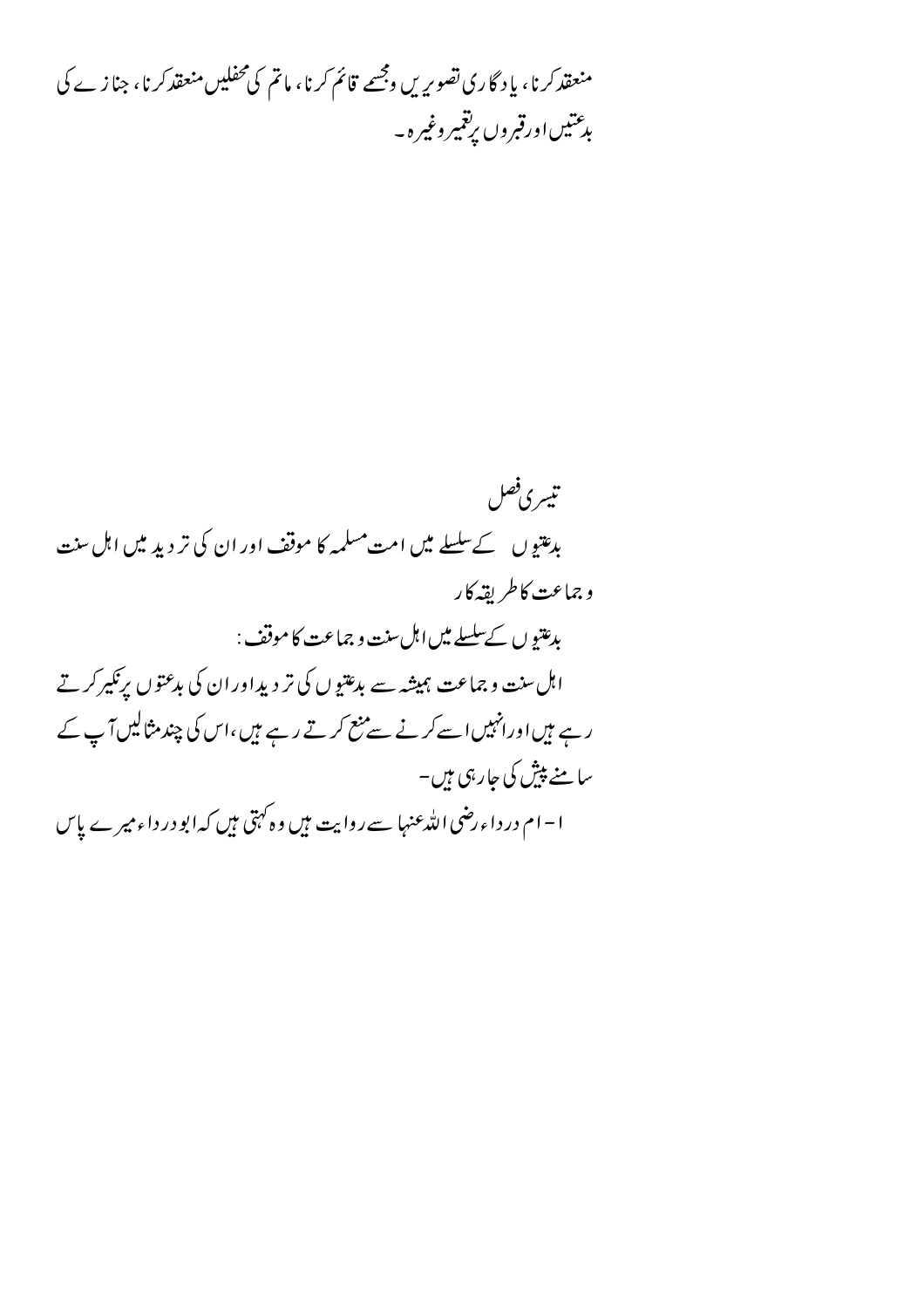منعقد کرنا، یادگاری تصویریں ومجسمے قائم کرنا، ماتم کی محفلیں منعقد کرنا، جنازے کی بدعتیں اور قبروں پر تعمیر وغیرہ۔

## تیسری فصل

### بدعتیوں کے سلسلے میں امت مسلمہ کا موقف اور ان کی تردید میں اہل سنت وجماعت کا طریقہ کار

**بدعتیوں کے سلسلے میں اہل سنت وجماعت کا موقف:**

اہل سنت وجماعت ہمیشہ سے بدعتیوں کی تردید اور ان کی بدعتوں پر نکیر کرتے رہے ہیں اور انہیں اسے کرنے سے منع کرتے رہے ہیں، اس کی چند مثالیں آپ کے سامنے پیش کی جارہی ہیں۔

۱- ام درداء رضی اللہ عنہا سے روایت ہیں وہ کہتی ہیں کہ ابو درداء میرے پاس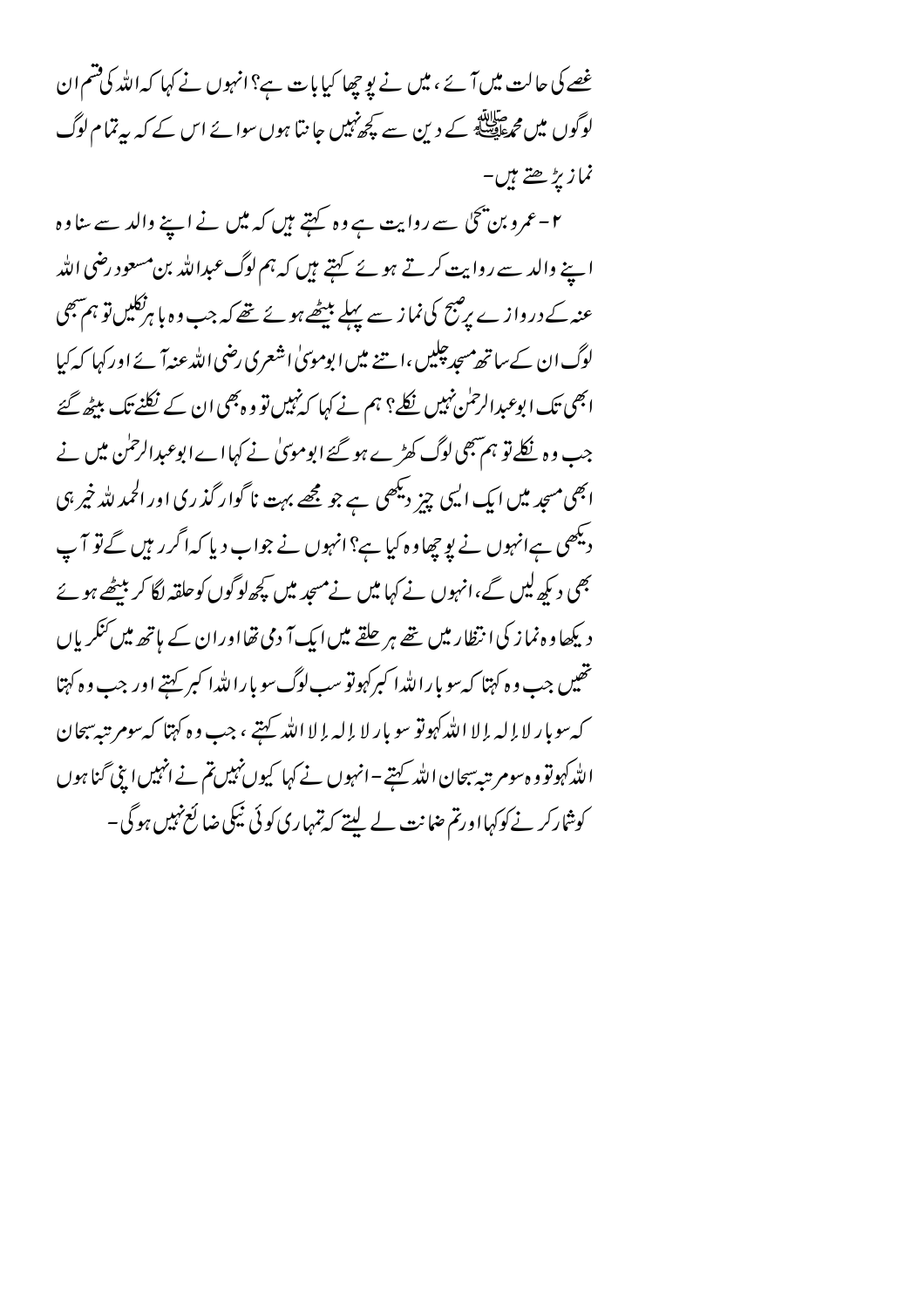غصے کی حالت میں آئے ، میں نے پوچھا کیا بات ہے؟ انہوں نے کہا کہ اللہ کی قسم ان لوگوں میں محمد ﷺ کے دین سے کچھ نہیں جانتا ہوں سوائے اس کے کہ یہ تمام لوگ نماز پڑھتے ہیں۔

۲- عمرو بن یحیٰ سے روایت ہے وہ کہتے ہیں کہ میں نے اپنے والد سے سنا وہ اپنے والد سے روایت کرتے ہوئے کہتے ہیں کہ ہم لوگ عبداللہ بن مسعود رضی اللہ عنہ کے دروازے پر صبح کی نماز سے پہلے بیٹھے ہوئے تھے کہ جب وہ باہر نکلیں تو ہم سبھی لوگ ان کے ساتھ مسجد چلیں، اتنے میں ابوموسیٰ اشعری رضی اللہ عنہ آئے اور کہا کہ کیا ابھی تک ابوعبدالرحمٰن نہیں نکلے؟ ہم نے کہا کہ نہیں تو وہ بھی ان کے نکلنے تک بیٹھ گئے جب وہ نکلے تو ہم سبھی لوگ کھڑے ہو گئے ابوموسیٰ نے کہا اے ابوعبدالرحمٰن میں نے ابھی مسجد میں ایک ایسی چیز دیکھی ہے جو مجھے بہت ناگوار گذری اور الحمد للہ خیر ہی دیکھی ہے انہوں نے پوچھا وہ کیا ہے؟ انہوں نے جواب دیا کہ اگر رہیں گے تو آپ بھی دیکھ لیں گے، انہوں نے کہا میں نے مسجد میں کچھ لوگوں کو حلقہ لگا کر بیٹھے ہوئے دیکھا وہ نماز کی انتظار میں تھے ہر حلقے میں ایک آدمی تھا اور ان کے ہاتھ میں کنکریاں تھیں جب وہ کہتا کہ سو بار اللہ اکبر کہو تو سب لوگ سو بار اللہ اکبر کہتے اور جب وہ کہتا کہ سو بار لا إلہ إلا اللہ کہو تو سو بار لا إلہ إلا اللہ کہتے ، جب وہ کہتا کہ سو مرتبہ سبحان اللہ کہو تو وہ سو مرتبہ سبحان اللہ کہتے - انہوں نے کہا کیوں نہیں تم نے انہیں اپنی گناہوں کو شمار کرنے کو کہا اور تم ضمانت لے لیتے کہ تمہاری کوئی نیکی ضائع نہیں ہوگی -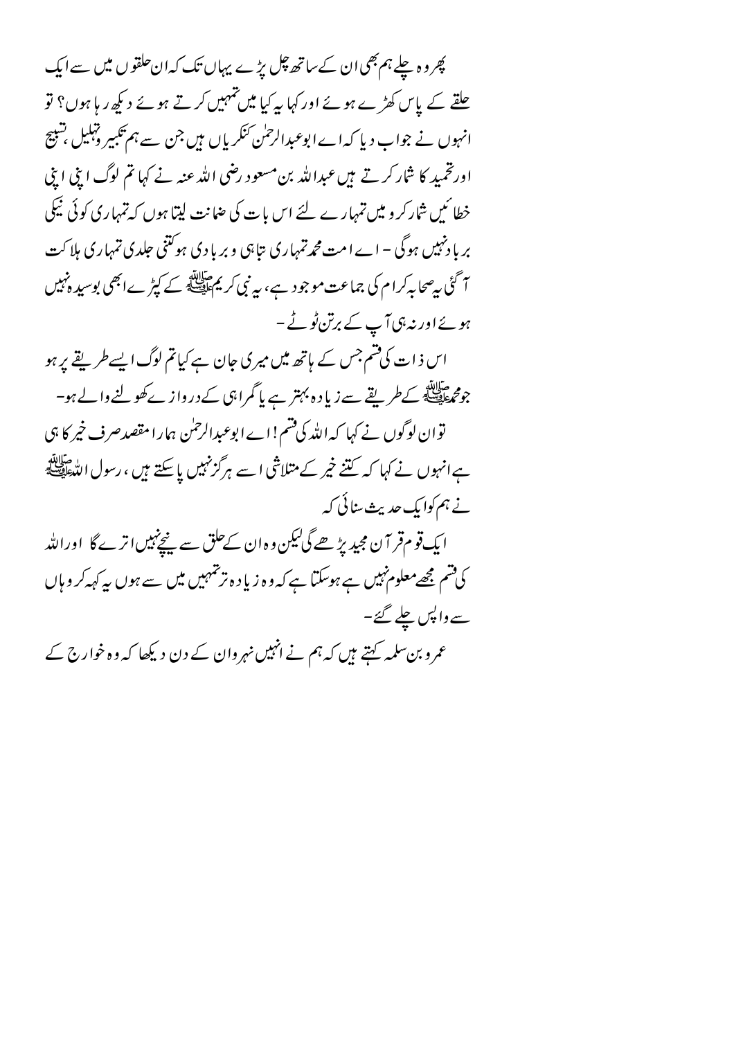پھر وہ چلے ہم بھی ان کے ساتھ چل پڑے یہاں تک کہ ان حلقوں میں سے ایک حلقے کے پاس کھڑے ہوئے اور کہا یہ کیا میں تمہیں کرتے ہوئے دیکھ رہا ہوں؟ تو انہوں نے جواب دیا کہ اے ابوعبدالرحمٰن کنکریاں ہیں جن سے ہم تکبیر وتہلیل، تسبیح اور تحمید کا شمار کرتے ہیں عبداللہ بن مسعود رضی اللہ عنہ نے کہا تم لوگ اپنی اپنی خطائیں شمار کرو میں تمہارے لئے اس بات کی ضمانت لیتا ہوں کہ تمہاری کوئی نیکی برباد نہیں ہوگی - اے امت محمد تمہاری تباہی و بربادی ہو کتنی جلدی تمہاری ہلاکت آ گئی یہ صحابہ کرام کی جماعت موجود ہے، یہ نبی کریم ﷺ کے کپڑے ابھی بوسیدہ نہیں ہوئے اور نہ ہی آپ کے برتن ٹوٹے -

اس ذات کی قسم جس کے ہاتھ میں میری جان ہے کیا تم لوگ ایسے طریقے پر ہو جو محمد ﷺ کے طریقے سے زیادہ بہتر ہے یا گمراہی کے دروازے کھولنے والے ہو-

توان لوگوں نے کہا کہ اللہ کی قسم! اے ابوعبدالرحمٰن ہمارا مقصد صرف خیر کا ہی ہے انہوں نے کہا کہ کتنے خیر کے متلاشی اسے ہرگز نہیں پا سکتے ہیں، رسول اللہ ﷺ نے ہم کو ایک حدیث سنائی کہ

ایک قوم قرآن مجید پڑھے گی لیکن وہ ان کے حلق سے نیچے نہیں اترے گا اور اللہ کی قسم مجھے معلوم نہیں ہے ہوسکتا ہے کہ وہ زیادہ تر تمہیں میں سے ہوں یہ کہہ کر وہاں سے واپس چلے گئے-

عمرو بن سلمہ کہتے ہیں کہ ہم نے انہیں نہروان کے دن دیکھا کہ وہ خوارج کے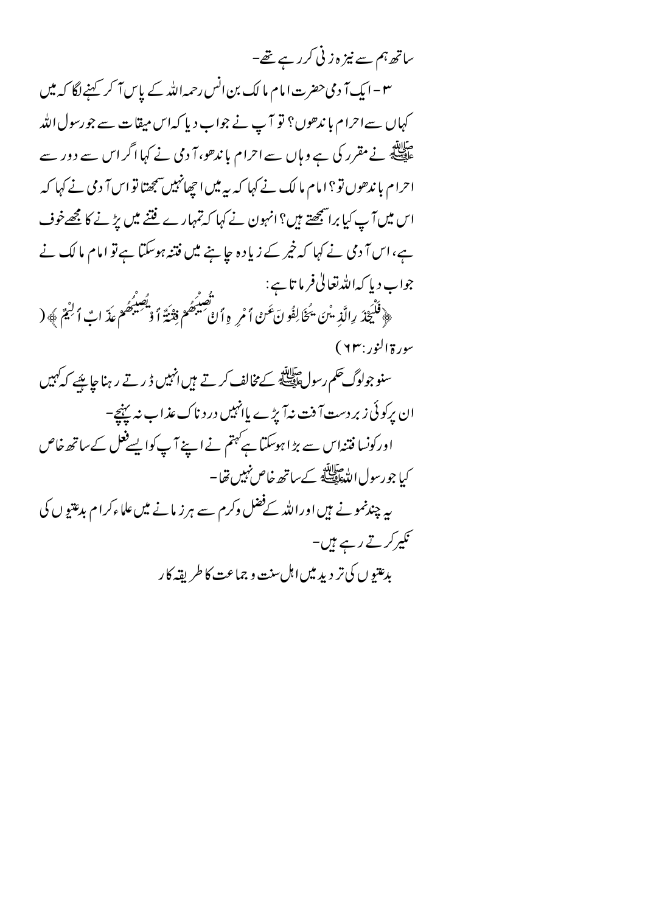ساتھ ہم سے نیزہ زنی کرر ہے تھے۔

۳۔ ایک آدمی حضرت امام مالک بن انس رحمہ اللہ کے پاس آکر کہنے لگا کہ میں کہاں سے احرام باندھوں؟ تو آپ نے جواب دیا کہ اس میقات سے جو رسول اللہ ﷺ نے مقرر کی ہے وہاں سے احرام باندھو، آدمی نے کہا اگر اس سے دور سے احرام باندھوں تو؟ امام مالک نے کہا کہ یہ میں اچھا نہیں سمجھتا تو اس آدمی نے کہا کہ اس میں آپ کیا برا سمجھتے ہیں؟ انہوں نے کہا کہ تمہارے فتنے میں پڑنے کا مجھے خوف ہے، اس آدمی نے کہا کہ خیر کے زیادہ چاہنے میں فتنہ ہوسکتا ہے تو امام مالک نے جواب دیا کہ اللہ تعالیٰ فرماتا ہے:

﴿ فَلْيَحْذَرِ الَّذِينَ يُخَالِفُونَ عَنْ أَمْرِهِ أَنْ تُصِيبَهُمْ فِتْنَةٌ أَوْ يُصِيبَهُمْ عَذَابٌ أَلِيمٌ ﴾ (سورۃ النور: ٦٣)

سنو جو لوگ حکم رسول ﷺ کے مخالف کرتے ہیں انہیں ڈرتے رہنا چاہئیے کہ کہیں ان پر کوئی زبردست آفت نہ آپڑے یا انہیں دردناک عذاب نہ پہنچے۔

اور کونسا فتنہ اس سے بڑا ہوسکتا ہے کہ تم نے اپنے آپ کو ایسے فعل کے ساتھ خاص کیا جو رسول اللہ ﷺ کے ساتھ خاص نہیں تھا۔

یہ چند نمونے ہیں اور اللہ کے فضل وکرم سے ہر زمانے میں علماء کرام بدعتیوں کی نکیر کرتے رہے ہیں۔

بدعتیوں کی تردید میں اہل سنت و جماعت کا طریقہ کار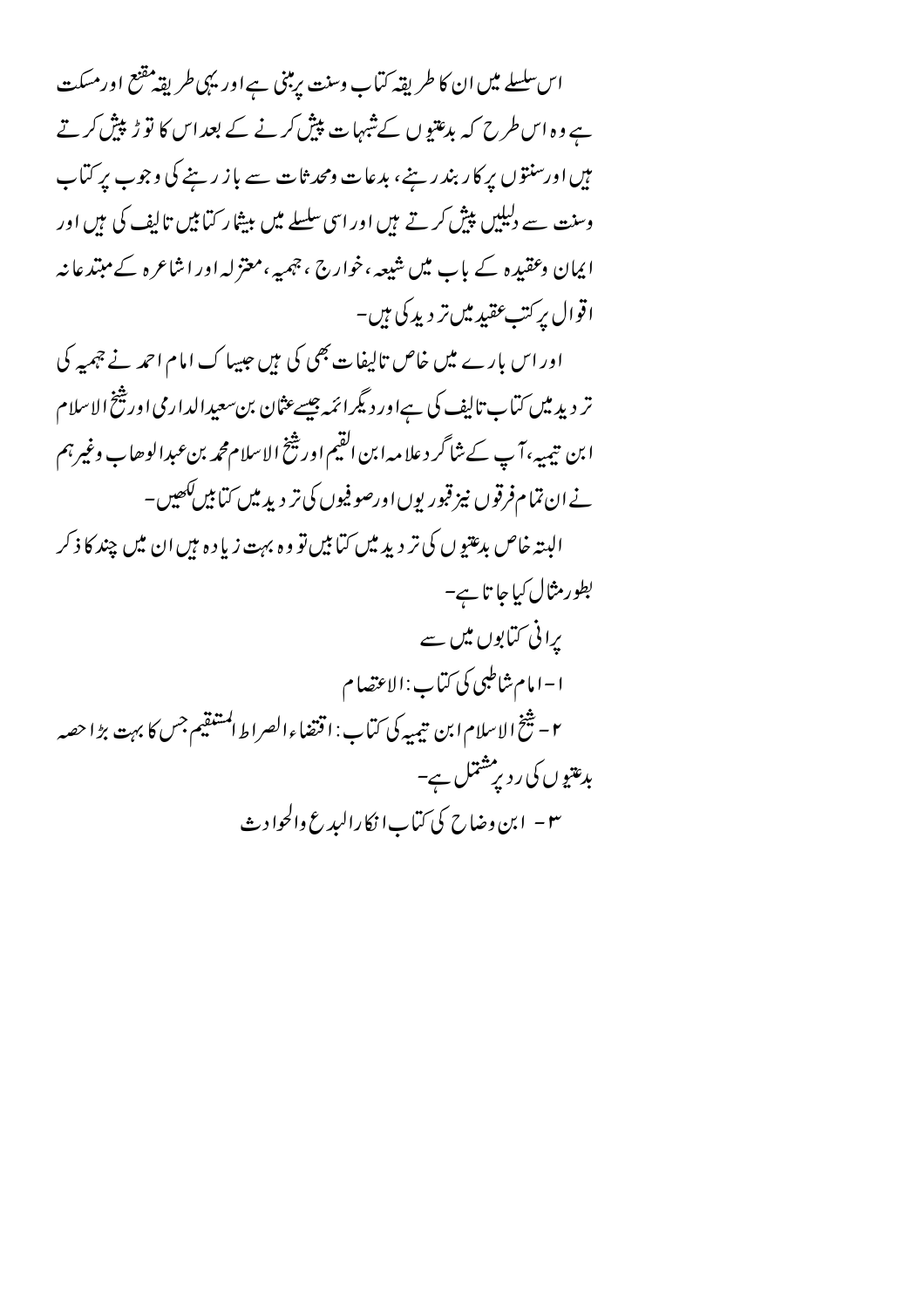اس سلسلے میں ان کا طریقہ کتاب وسنت پر مبنی ہے اور یہی طریقہ مقنع اور مسکت ہے وہ اس طرح کہ بدعتیوں کے شبہات پیش کرنے کے بعد اس کا توڑ پیش کرتے ہیں اور سنتوں پر کاربند رہنے، بدعات ومحدثات سے باز رہنے کی وجوب پر کتاب وسنت سے دلیلیں پیش کرتے ہیں اور اسی سلسلے میں بیشمار کتابیں تالیف کی ہیں اور ایمان وعقیدہ کے باب میں شیعہ، خوارج، جہمیہ، معتزلہ اور اشاعرہ کے مبتدعانہ اقوال پر کتب عقیدہ میں تردید کی ہیں۔

اور اس بارے میں خاص تالیفات بھی کی ہیں جیسا کہ امام احمد نے جہمیہ کی تردید میں کتاب تالیف کی ہے اور دیگر ائمہ جیسے عثمان بن سعید الدارمی اور شیخ الاسلام ابن تیمیہ، آپ کے شاگرد علامہ ابن القیم اور شیخ الاسلام محمد بن عبدالوھاب وغیرہم نے ان تمام فرقوں نیز قبوریوں اور صوفیوں کی تردید میں کتابیں لکھیں۔

البتہ خاص بدعتیوں کی تردید میں کتابیں تو وہ بہت زیادہ ہیں ان میں چند کا ذکر بطور مثال کیا جاتا ہے۔

پرانی کتابوں میں سے

۱- امام شاطبی کی کتاب: الاعتصام

۲- شیخ الاسلام ابن تیمیہ کی کتاب: اقتضاء الصراط المستقیم جس کا بہت بڑا حصہ بدعتیوں کی رد پر مشتمل ہے۔

۳- ابن وضاح کی کتاب انکار البدع والحوادث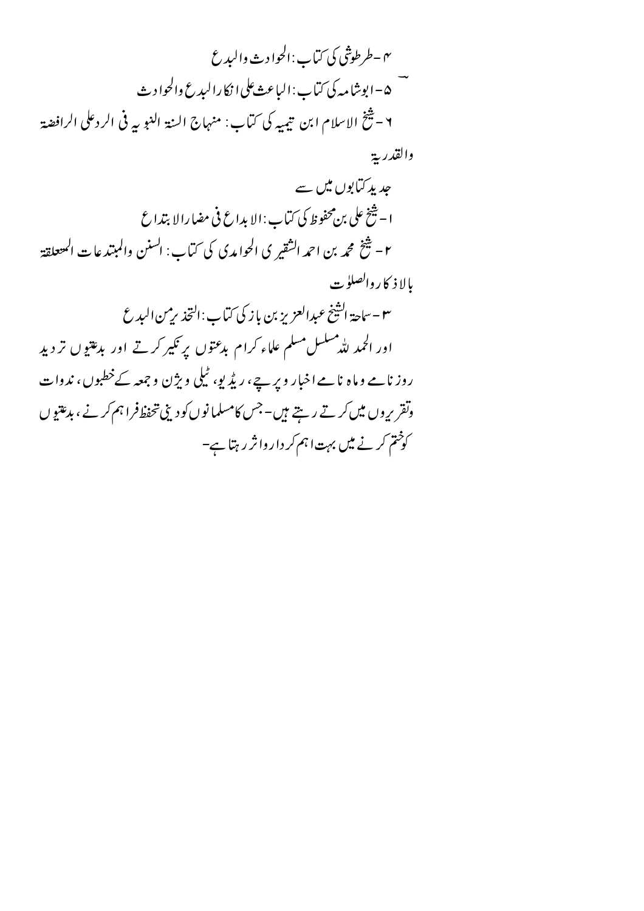۴ -طرطوشی کی کتاب: الحوادث والبدع

۵- ابوشامہ کی کتاب: الباعث علی انکار البدع والحوادث

۶- شیخ الاسلام ابن تیمیہ کی کتاب: منہاج السنۃ النبویہ فی الرد علی الرافضۃ والقدریۃ

جدید کتابوں میں سے

۱- شیخ علی بن محفوظ کی کتاب: الابداع فی مضار الابتداع

۲- شیخ محمد بن احمد الشقیری الحوامدی کی کتاب: السنن والمبتدعات المتعلقۃ بالاذکار والصلوٰت

۳- سماحۃ الشیخ عبدالعزیز بن باز کی کتاب: التحذیر من البدع

اور الحمد للہ مسلسل مسلم علماء کرام بدعتوں پر نکیر کرتے اور بدعتیوں تردید روزنامے وماہ نامے اخبار وپرچے، ریڈیو، ٹیلی ویژن وجمعہ کے خطبوں، ندوات وتقریروں میں کرتے رہتے ہیں- جس کا مسلمانوں کو دینی تحفظ فراہم کرنے، بدعتیوں کو ختم کرنے میں بہت اہم کردار واثر رہتا ہے-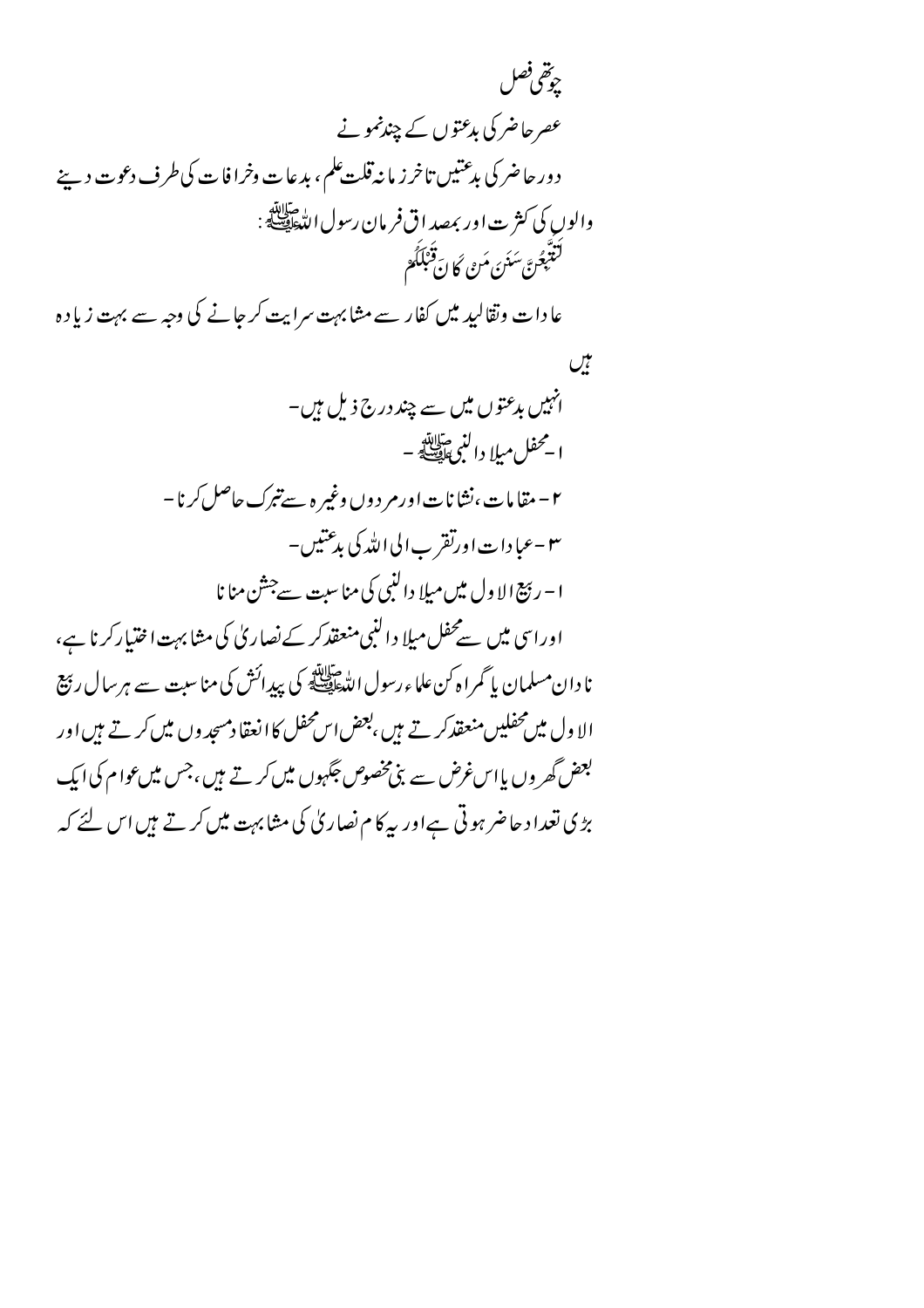## چوتھی فصل

### عصر حاضر کی بدعتوں کے چند نمونے

دور حاضر کی بدعتیں تاخر زمانہ قلت علم، بدعات وخرافات کی طرف دعوت دینے والوں کی کثرت اور بمصداق فرمان رسول اللہ ﷺ:

لَتَتَّبِعُنَّ سَنَنَ مَنْ كَانَ قَبْلَكُمْ

عادات وتقالید میں کفار سے مشابہت سرایت کر جانے کی وجہ سے بہت زیادہ ہیں

انہیں بدعتوں میں سے چند درج ذیل ہیں۔

۱۔محفل میلاد النبی ﷺ۔

۲۔مقامات، نشانات اور مردوں وغیرہ سے تبرک حاصل کرنا۔

۳۔عبادات اور تقرب الی اللہ کی بدعتیں۔

#### ۱۔ ربیع الاول میں میلاد النبی کی مناسبت سے جشن منانا

اور اسی میں سے محفل میلاد النبی منعقد کر کے نصاریٰ کی مشابہت اختیار کرنا ہے، نادان مسلمان یا گمراہ کن علماء رسول اللہ ﷺ کی پیدائش کی مناسبت سے ہر سال ربیع الاول میں محفلیں منعقد کرتے ہیں، بعض اس محفل کا انعقاد مسجدوں میں کرتے ہیں اور بعض گھروں یا اس غرض سے بنی مخصوص جگہوں میں کرتے ہیں، جس میں عوام کی ایک بڑی تعداد حاضر ہوتی ہے اور یہ کام نصاریٰ کی مشابہت میں کرتے ہیں اس لئے کہ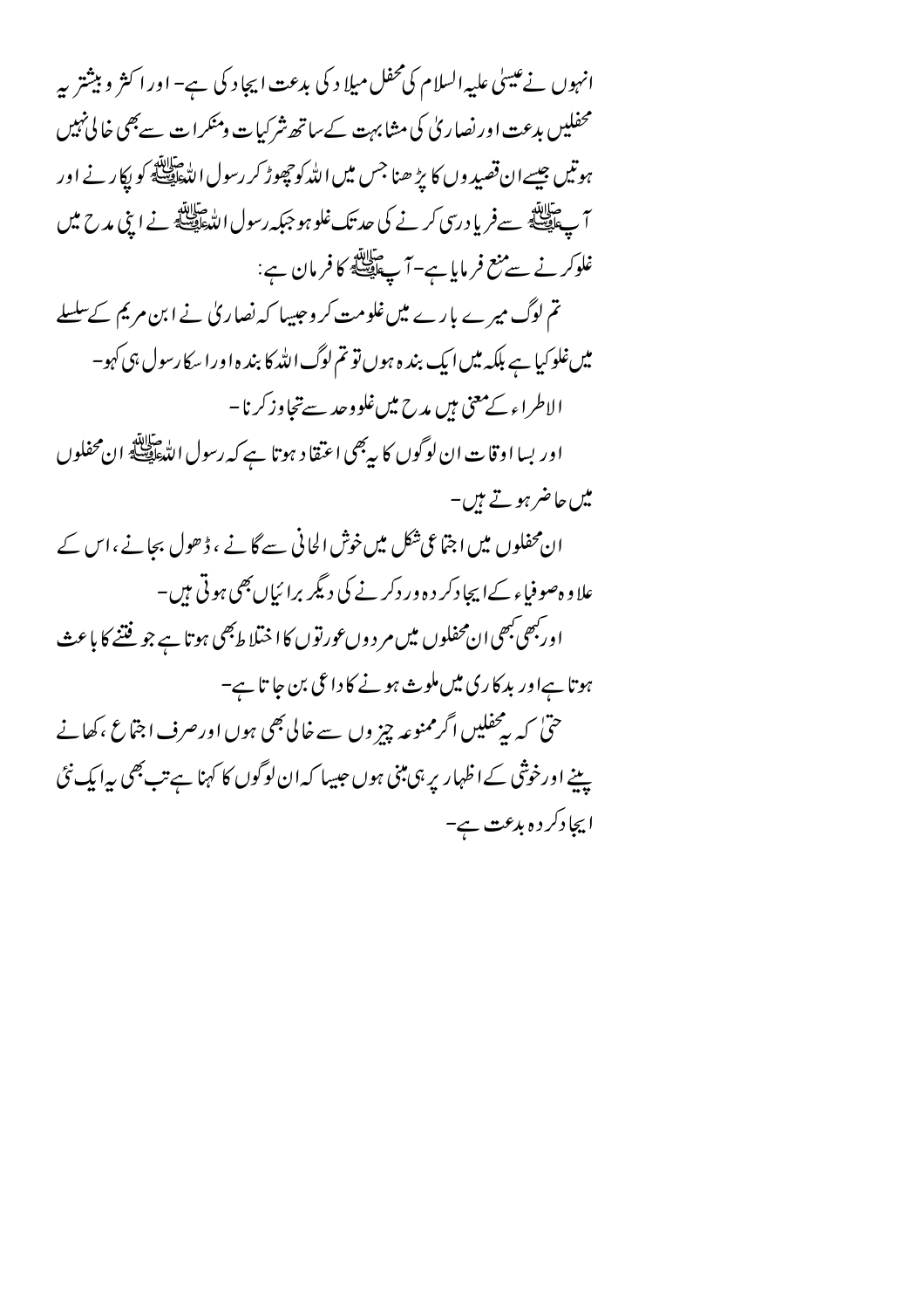انہوں نے عیسیٰ علیہ السلام کی محفل میلاد کی بدعت ایجاد کی ہے- اور اکثر و بیشتر یہ محفلیں بدعت اور نصاریٰ کی مشابہت کے ساتھ شرکیات و منکرات سے بھی خالی نہیں ہوتیں جیسے ان قصیدوں کا پڑھنا جس میں اللہ کو چھوڑ کر رسول اللہ ﷺ کو پکارنے اور آپ ﷺ سے فریاد رسی کرنے کی حد تک غلو ہو جبکہ رسول اللہ ﷺ نے اپنی مدح میں غلو کرنے سے منع فرمایا ہے- آپ ﷺ کا فرمان ہے:

تم لوگ میرے بارے میں غلو مت کرو جیسا کہ نصاریٰ نے ابن مریم کے سلسلے میں غلو کیا ہے بلکہ میں ایک بندہ ہوں تو تم لوگ اللہ کا بندہ اور اسکا رسول ہی کہو-

الاطراء کے معنی ہیں مدح میں غلو و حد سے تجاوز کرنا-

اور بسا اوقات ان لوگوں کا یہ بھی اعتقاد ہوتا ہے کہ رسول اللہ ﷺ ان محفلوں میں حاضر ہوتے ہیں-

ان محفلوں میں اجتماعی شکل میں خوش الحانی سے گانے، ڈھول بجانے، اس کے علاوہ صوفیاء کے ایجاد کردہ ورد کرنے کی دیگر برائیاں بھی ہوتی ہیں-

اور کبھی کبھی ان محفلوں میں مردوں عورتوں کا اختلاط بھی ہوتا ہے جو فتنے کا باعث ہوتا ہے اور بدکاری میں ملوث ہونے کا داعی بن جاتا ہے-

حتیٰ کہ یہ محفلیں اگر ممنوعہ چیزوں سے خالی بھی ہوں اور صرف اجتماع، کھانے پینے اور خوشی کے اظہار پر ہی مبنی ہوں جیسا کہ ان لوگوں کا کہنا ہے تب بھی یہ ایک نئی ایجاد کردہ بدعت ہے-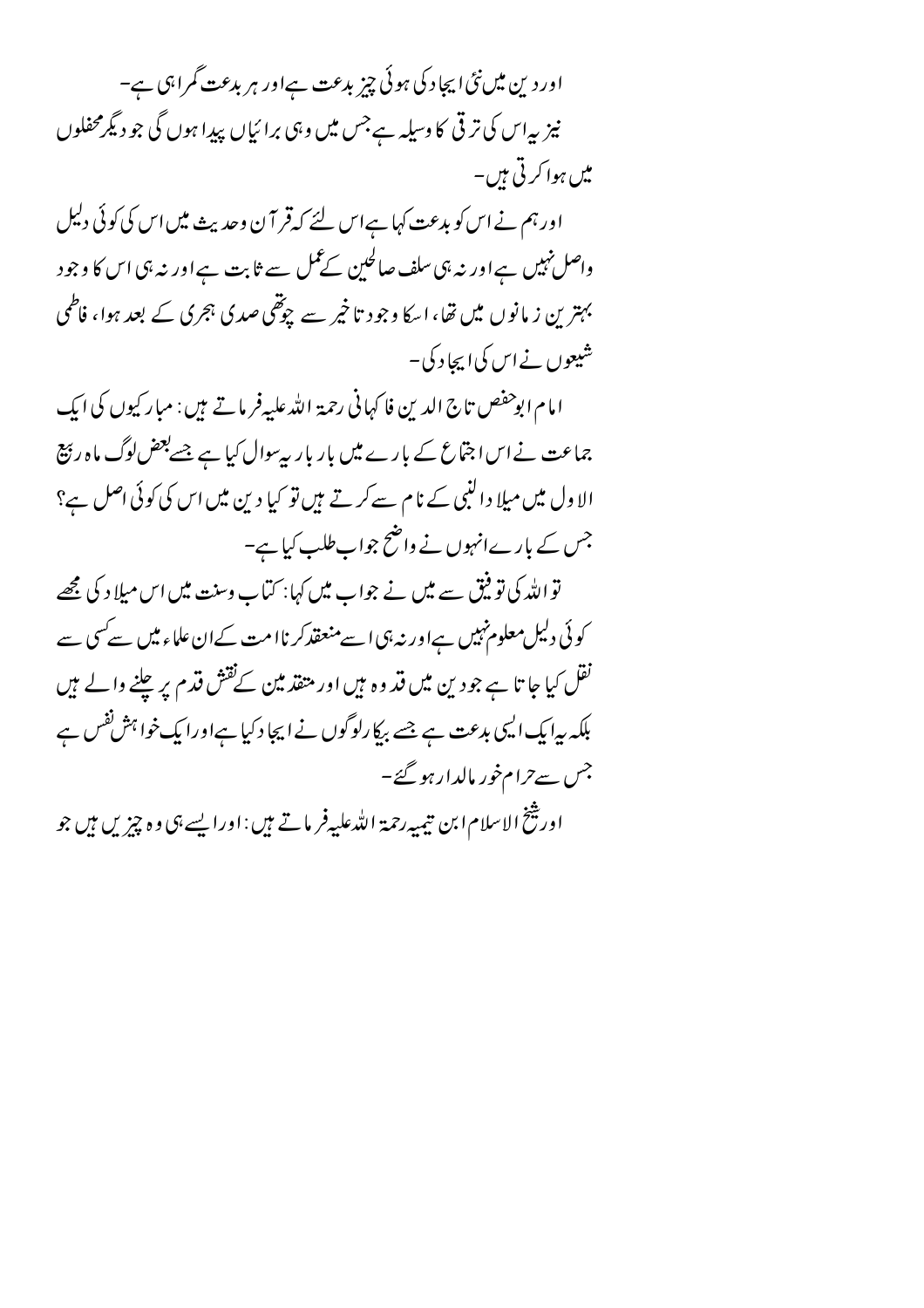اور دین میں نئی ایجاد کی ہوئی چیز بدعت ہے اور ہر بدعت گمراہی ہے-
نیز یہ اس کی ترقی کا وسیلہ ہے جس میں وہی برائیاں پیدا ہوں گی جو دیگر محفلوں میں ہوا کرتی ہیں-

اور ہم نے اس کو بدعت کہا ہے اس لئے کہ قرآن وحدیث میں اس کی کوئی دلیل واصل نہیں ہے اور نہ ہی سلف صالحین کے عمل سے ثابت ہے اور نہ ہی اس کا وجود بہترین زمانوں میں تھا، اسکا وجود تاخیر سے چوتھی صدی ہجری کے بعد ہوا، فاطمی شیعوں نے اس کی ایجاد کی-

امام ابوحفص تاج الدین فاکہانی رحمۃ اللہ علیہ فرماتے ہیں: مبارکیوں کی ایک جماعت نے اس اجتماع کے بارے میں بار بار یہ سوال کیا ہے جسے بعض لوگ ماہ ربیع الاول میں میلاد النبی کے نام سے کرتے ہیں تو کیا دین میں اس کی کوئی اصل ہے؟ جس کے بارے انہوں نے واضح جواب طلب کیا ہے-

تو اللہ کی توفیق سے میں نے جواب میں کہا: کتاب وسنت میں اس میلاد کی مجھے کوئی دلیل معلوم نہیں ہے اور نہ ہی اسے منعقد کرنا امت کے ان علماء میں سے کسی سے نقل کیا جاتا ہے جو دین میں قدوہ ہیں اور متقدمین کے نقش قدم پر چلنے والے ہیں بلکہ یہ ایک ایسی بدعت ہے جسے بیکار لوگوں نے ایجاد کیا ہے اور ایک خواہش نفس ہے جس سے حرام خور مالدار ہو گئے-

اور شیخ الاسلام ابن تیمیہ رحمۃ اللہ علیہ فرماتے ہیں: اور ایسے ہی وہ چیزیں ہیں جو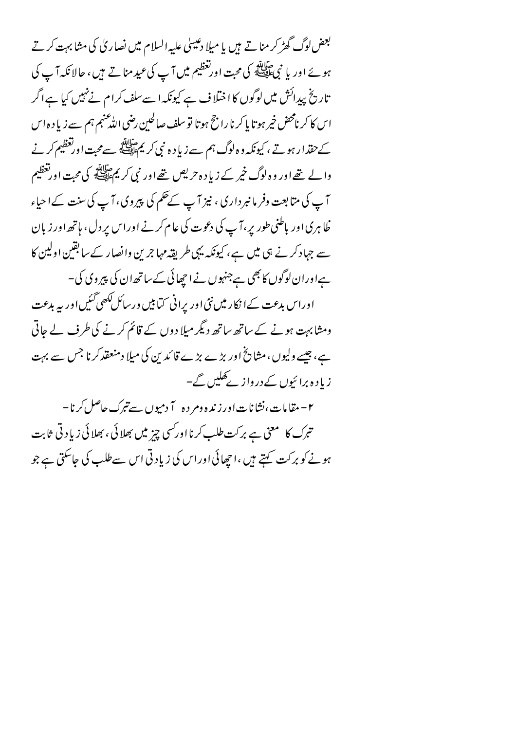بعض لوگ گھڑ کر مناتے ہیں یا میلادِ عیسیٰ علیہ السلام میں نصاریٰ کی مشابہت کرتے ہوئے اور یا نبی ﷺ کی محبت اور تعظیم میں آپ کی عید مناتے ہیں، حالانکہ آپ کی تاریخ پیدائش میں لوگوں کا اختلاف ہے کیونکہ اسے سلف کرام نے نہیں کیا ہے اگر اس کا کرنا محض خیر ہوتا یا کرنا راجح ہوتا تو سلف صالحین رضی اللہ عنہم ہم سے زیادہ اس کے حقدار ہوتے، کیونکہ وہ لوگ ہم سے زیادہ نبی کریم ﷺ سے محبت اور تعظیم کرنے والے تھے اور وہ لوگ خیر کے زیادہ حریص تھے اور نبی کریم ﷺ کی محبت اور تعظیم آپ کی متابعت وفرمانبرداری، نیز آپ کے حکم کی پیروی، آپ کی سنت کے احیاء ظاہری اور باطنی طور پر، آپ کی دعوت کی عام کرنے اور اس پر دل، ہاتھ اور زبان سے جہاد کرنے ہی میں ہے، کیونکہ یہی طریقہ مہاجرین وانصار کے سابقین اولین کا ہے اور ان لوگوں کا بھی ہے جنہوں نے اچھائی کے ساتھ ان کی پیروی کی۔

اور اس بدعت کے انکار میں نئی اور پرانی کتابیں ورسائل لکھی گئیں اور یہ بدعت ومشابہت ہونے کے ساتھ ساتھ دیگر میلادوں کے قائم کرنے کی طرف لے جاتی ہے، جیسے ولیوں، مشائخ اور بڑے بڑے قائدین کی میلاد منعقد کرنا جس سے بہت زیادہ برائیوں کے دروازے کھلیں گے۔

۲- مقامات، نشانات اور زندہ ومردہ آدمیوں سے تبرک حاصل کرنا۔

تبرک کا معنی ہے برکت طلب کرنا اور کسی چیز میں بھلائی، بھلائی زیادتی ثابت ہونے کو برکت کہتے ہیں، اچھائی اور اس کی زیادتی اس سے طلب کی جاسکتی ہے جو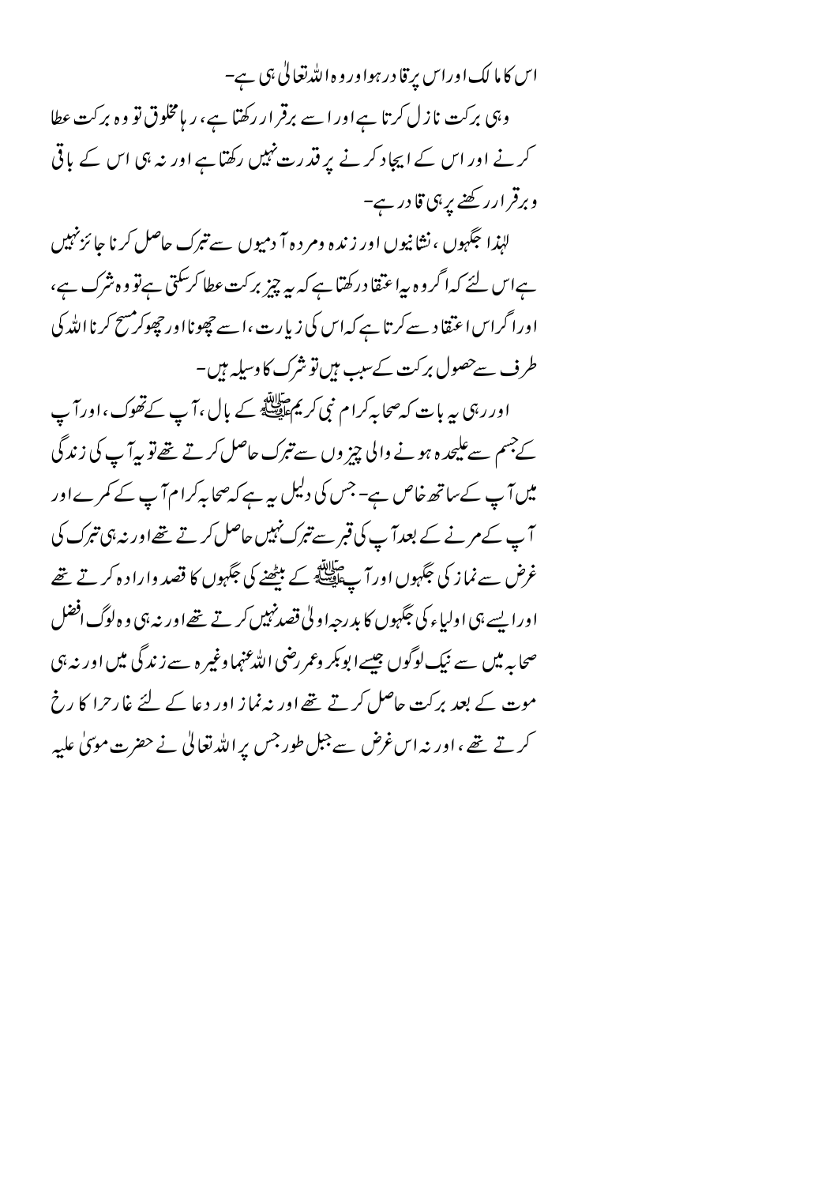اس کا مالک اور اس پر قادر ہو اور وہ اللہ تعالیٰ ہی ہے-

وہی برکت نازل کرتا ہے اور اسے برقرار رکھتا ہے، رہا مخلوق تو وہ برکت عطا کرنے اور اس کے ایجاد کرنے پر قدرت نہیں رکھتا ہے اور نہ ہی اس کے باقی و برقرار رکھنے پر ہی قادر ہے-

لہٰذا جگہوں، نشانیوں اور زندہ و مردہ آدمیوں سے تبرک حاصل کرنا جائز نہیں ہے اس لئے کہ اگر وہ یہ اعتقاد رکھتا ہے کہ یہ چیز برکت عطا کرسکتی ہے تو وہ شرک ہے، اور اگر اس اعتقاد سے کرتا ہے کہ اس کی زیارت، اسے چھونا اور چھوکر مسح کرنا اللہ کی طرف سے حصول برکت کے سبب ہیں تو شرک کا وسیلہ ہیں-

اور رہی یہ بات کہ صحابہ کرام نبی کریم ﷺ کے بال، آپ کے تھوک، اور آپ کے جسم سے علیحدہ ہونے والی چیزوں سے تبرک حاصل کرتے تھے تو یہ آپ کی زندگی میں آپ کے ساتھ خاص ہے- جس کی دلیل یہ ہے کہ صحابہ کرام آپ کے کمرے اور آپ کے مرنے کے بعد آپ کی قبر سے تبرک نہیں حاصل کرتے تھے اور نہ ہی تبرک کی غرض سے نماز کی جگہوں اور آپ ﷺ کے بیٹھنے کی جگہوں کا قصد و ارادہ کرتے تھے اور ایسے ہی اولیاء کی جگہوں کا بدرجہ اولیٰ قصد نہیں کرتے تھے اور نہ ہی وہ لوگ افضل صحابہ میں سے نیک لوگوں جیسے ابوبکر و عمر رضی اللہ عنہما وغیرہ سے زندگی میں اور نہ ہی موت کے بعد برکت حاصل کرتے تھے اور نہ نماز اور دعا کے لئے غار حرا کا رخ کرتے تھے، اور نہ اس غرض سے جبل طور جس پر اللہ تعالیٰ نے حضرت موسیٰ علیہ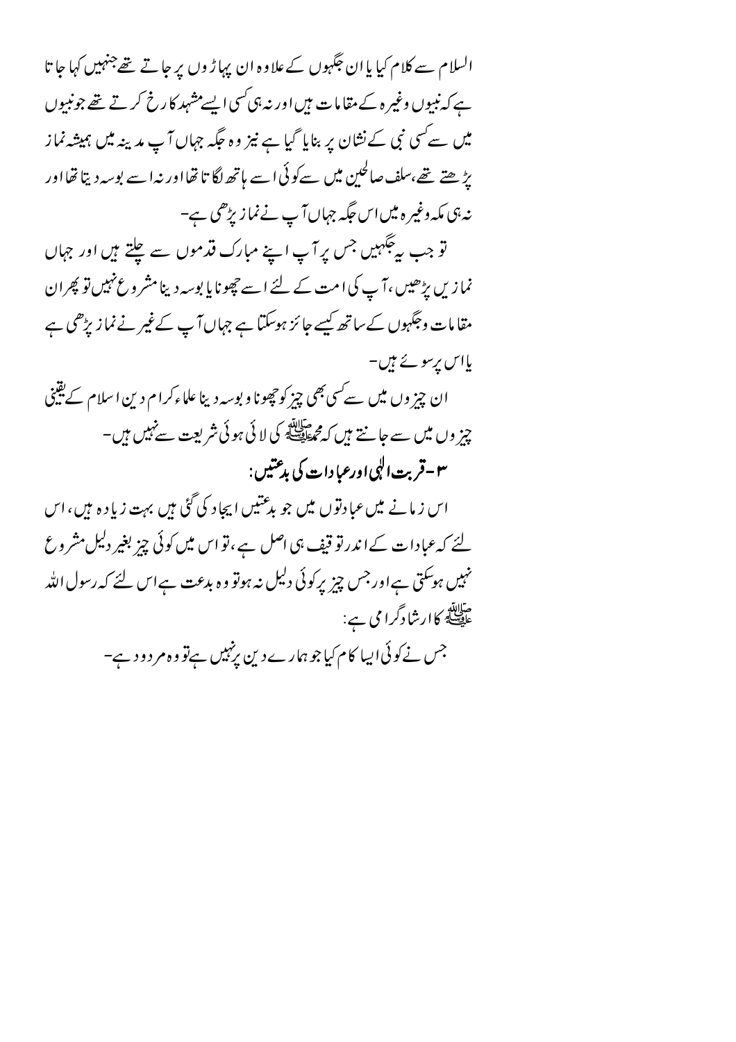السلام سے کلام کیا یا ان جگہوں کے علاوہ ان پہاڑوں پر جاتے تھے جنہیں کہا جاتا ہے کہ نبیوں وغیرہ کے مقامات ہیں اور نہ ہی کسی ایسے مشہد کا رخ کرتے تھے جو نبیوں میں سے کسی نبی کے نشان پر بنایا گیا ہے نیز وہ جگہ جہاں آپ مدینہ میں ہمیشہ نماز پڑھتے تھے، سلف صالحین میں سے کوئی اسے ہاتھ لگاتا تھا اور نہ اسے بوسہ دیتا تھا اور نہ ہی مکہ وغیرہ میں اس جگہ جہاں آپ نے نماز پڑھی ہے۔

تو جب یہ جگہیں جس پر آپ اپنے مبارک قدموں سے چلتے ہیں اور جہاں نمازیں پڑھیں، آپ کی امت کے لئے اسے چھونا یا بوسہ دینا مشروع نہیں تو پھر ان مقامات وجگہوں کے ساتھ کیسے جائز ہوسکتا ہے جہاں آپ کے غیر نے نماز پڑھی ہے یا اس پر سوئے ہیں۔

ان چیزوں میں سے کسی بھی چیز کو چھونا و بوسہ دینا علماء کرام دین اسلام کے یقینی چیزوں میں سے جانتے ہیں کہ محمد ﷺ کی لائی ہوئی شریعت سے نہیں ہیں۔

## ۳-قربت الٰہی اور عبادات کی بدعتیں:

اس زمانے میں عبادتوں میں جو بدعتیں ایجاد کی گئی ہیں بہت زیادہ ہیں، اس لئے کہ عبادات کے اندر توقیف ہی اصل ہے، تو اس میں کوئی چیز بغیر دلیل مشروع نہیں ہوسکتی ہے اور جس چیز پر کوئی دلیل نہ ہو تو وہ بدعت ہے اس لئے کہ رسول اللہ ﷺ کا ارشاد گرامی ہے:

جس نے کوئی ایسا کام کیا جو ہمارے دین پر نہیں ہے تو وہ مردود ہے۔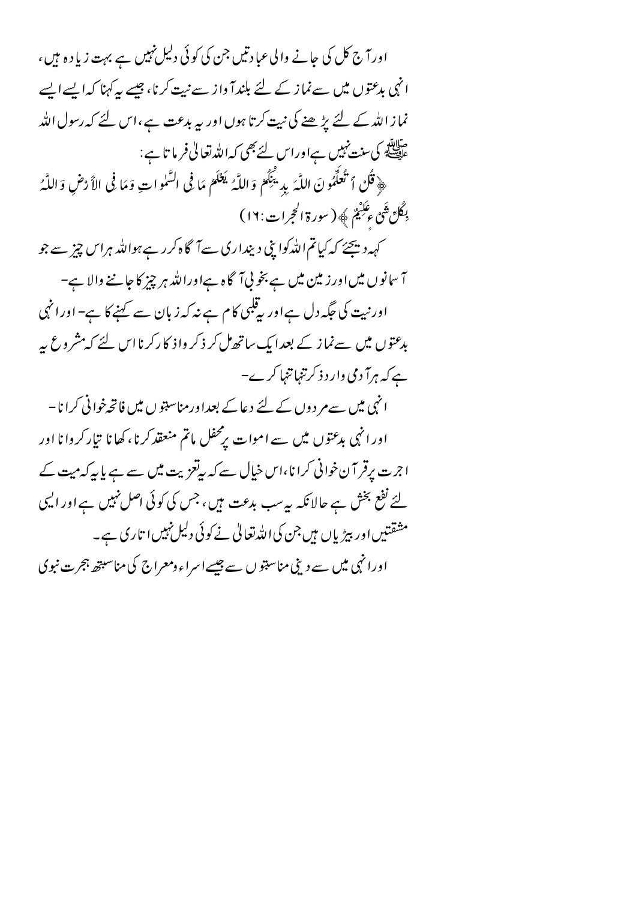اور آج کل کی جانے والی عبادتیں جن کی کوئی دلیل نہیں ہے بہت زیادہ ہیں، انہی بدعتوں میں سے نماز کے لئے بلند آواز سے نیت کرنا، جیسے یہ کہنا کہ ایسے ایسے نماز اللہ کے لئے پڑھنے کی نیت کرتا ہوں اور یہ بدعت ہے، اس لئے کہ رسول اللہ ﷺ کی سنت نہیں ہے اور اس لئے بھی کہ اللہ تعالیٰ فرماتا ہے:

﴿ قُلْ أَتُعَلِّمُونَ اللَّهَ بِدِينِكُمْ وَاللَّهُ يَعْلَمُ مَا فِي السَّمٰوَاتِ وَمَا فِي الأَرْضِ وَاللَّهُ بِكُلِّ شَيْءٍ عَلِيمٌ ﴾ (سورة الحجرات: ١٦)

کہہ دیجئے کہ کیا تم اللہ کو اپنی دینداری سے آگاہ کر رہے ہو اللہ ہر اس چیز سے جو آسمانوں میں اور زمین میں ہے بخوبی آگاہ ہے اور اللہ ہر چیز کا جاننے والا ہے۔

اور نیت کی جگہ دل ہے اور یہ قلبی کام ہے نہ کہ زبان سے کہنے کا ہے۔ اور انہی بدعتوں میں سے نماز کے بعد ایک ساتھ مل کر ذکر واذکار کرنا اس لئے کہ مشروع یہ ہے کہ ہر آدمی وارد ذکر تنہا تنہا کرے۔

انہی میں سے مردوں کے لئے دعا کے بعد اور مناسبتوں میں فاتحہ خوانی کرانا۔

اور انہی بدعتوں میں سے اموات پر محفل ماتم منعقد کرنا، کھانا تیار کروانا اور اجرت پر قرآن خوانی کرانا، اس خیال سے کہ یہ تعزیت میں سے ہے یا یہ کہ میت کے لئے نفع بخش ہے حالانکہ یہ سب بدعت ہیں، جس کی کوئی اصل نہیں ہے اور ایسی مشقتیں اور بیڑیاں ہیں جن کی اللہ تعالیٰ نے کوئی دلیل نہیں اتاری ہے۔

اور انہی میں سے دینی مناسبتوں سے جیسے اسراء ومعراج کی مناسبتھ ہجرت نبوی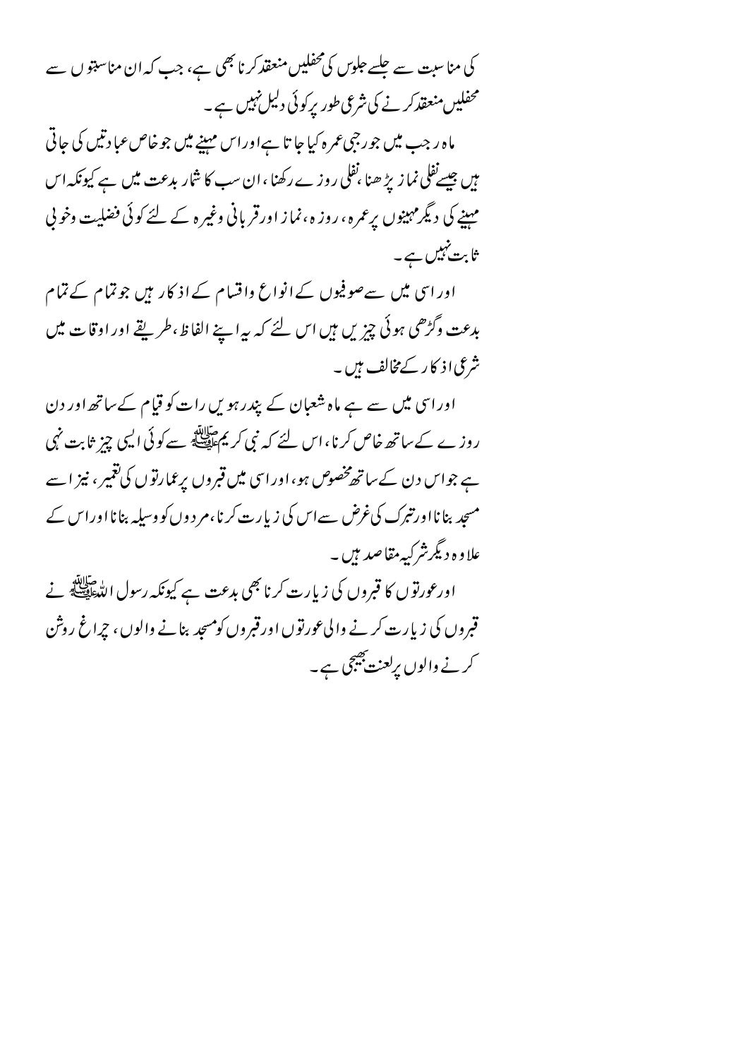کی مناسبت سے جلسے جلوس کی محفلیں منعقد کرنا بھی ہے، جب کہ ان مناسبتوں سے محفلیں منعقد کرنے کی شرعی طور پر کوئی دلیل نہیں ہے۔

ماہ رجب میں جو رجبی عمرہ کیا جاتا ہے اور اس مہینے میں جو خاص عبادتیں کی جاتی ہیں جیسے نفلی نماز پڑھنا، نفلی روزے رکھنا، ان سب کا شمار بدعت میں ہے کیونکہ اس مہینے کی دیگر مہینوں پر عمرہ، روزہ، نماز اور قربانی وغیرہ کے لئے کوئی فضلیت وخوبی ثابت نہیں ہے۔

اور اسی میں سے صوفیوں کے انواع واقسام کے اذکار ہیں جو تمام کے تمام بدعت وگڑھی ہوئی چیزیں ہیں اس لئے کہ یہ اپنے الفاظ، طریقے اور اوقات میں شرعی اذکار کے مخالف ہیں۔

اور اسی میں سے ہے ماہ شعبان کے پندرہویں رات کو قیام کے ساتھ اور دن روزے کے ساتھ خاص کرنا، اس لئے کہ نبی کریم ﷺ سے کوئی ایسی چیز ثابت نہی ہے جو اس دن کے ساتھ مخصوص ہو، اور اسی میں قبروں پر عمارتوں کی تعمیر، نیز اسے مسجد بنانا اور تبرک کی غرض سے اس کی زیارت کرنا، مردوں کو وسیلہ بنانا اور اس کے علاوہ دیگر شرکیہ مقاصد ہیں۔

اور عورتوں کا قبروں کی زیارت کرنا بھی بدعت ہے کیونکہ رسول اللہ ﷺ نے قبروں کی زیارت کرنے والی عورتوں اور قبروں کو مسجد بنانے والوں، چراغ روشن کرنے والوں پر لعنت بھیجی ہے۔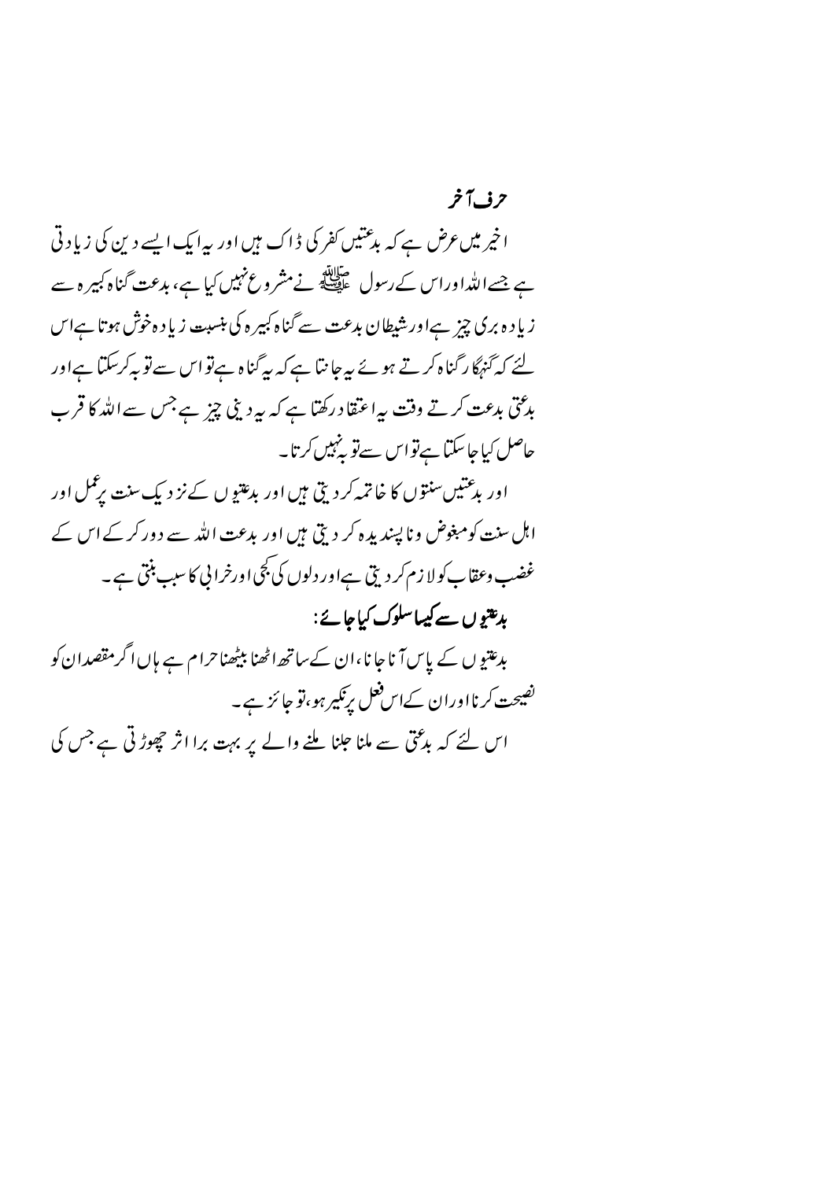## حرف آخر

اخیر میں عرض ہے کہ بدعتیں کفر کی ڈاک ہیں اور یہ ایک ایسے دین کی زیادتی ہے جسے اللہ اور اس کے رسول ﷺ نے مشروع نہیں کیا ہے، بدعت گناہ کبیرہ سے زیادہ بری چیز ہے اور شیطان بدعت سے گناہ کبیرہ کی بنسبت زیادہ خوش ہوتا ہے اس لئے کہ گنہگار گناہ کرتے ہوئے یہ جانتا ہے کہ یہ گناہ ہے تو اس سے توبہ کرسکتا ہے اور بدعتی بدعت کرتے وقت یہ اعتقاد رکھتا ہے کہ یہ دینی چیز ہے جس سے اللہ کا قرب حاصل کیا جاسکتا ہے تو اس سے توبہ نہیں کرتا۔

اور بدعتیں سنتوں کا خاتمہ کر دیتی ہیں اور بدعتیوں کے نزدیک سنت پر عمل اور اہل سنت کو مبغوض و ناپسندیدہ کر دیتی ہیں اور بدعت اللہ سے دور کر کے اس کے غضب وعقاب کو لازم کر دیتی ہے اور دلوں کی کجی اور خرابی کا سبب بنتی ہے۔

### بدعتیوں سے کیسا سلوک کیا جائے:

بدعتیوں کے پاس آنا جانا، ان کے ساتھ اٹھنا بیٹھنا حرام ہے ہاں اگر مقصد ان کو نصیحت کرنا اور ان کے اس فعل پر نکیر ہو، تو جائز ہے۔

اس لئے کہ بدعتی سے ملنا جلنا ملنے والے پر بہت برا اثر چھوڑتی ہے جس کی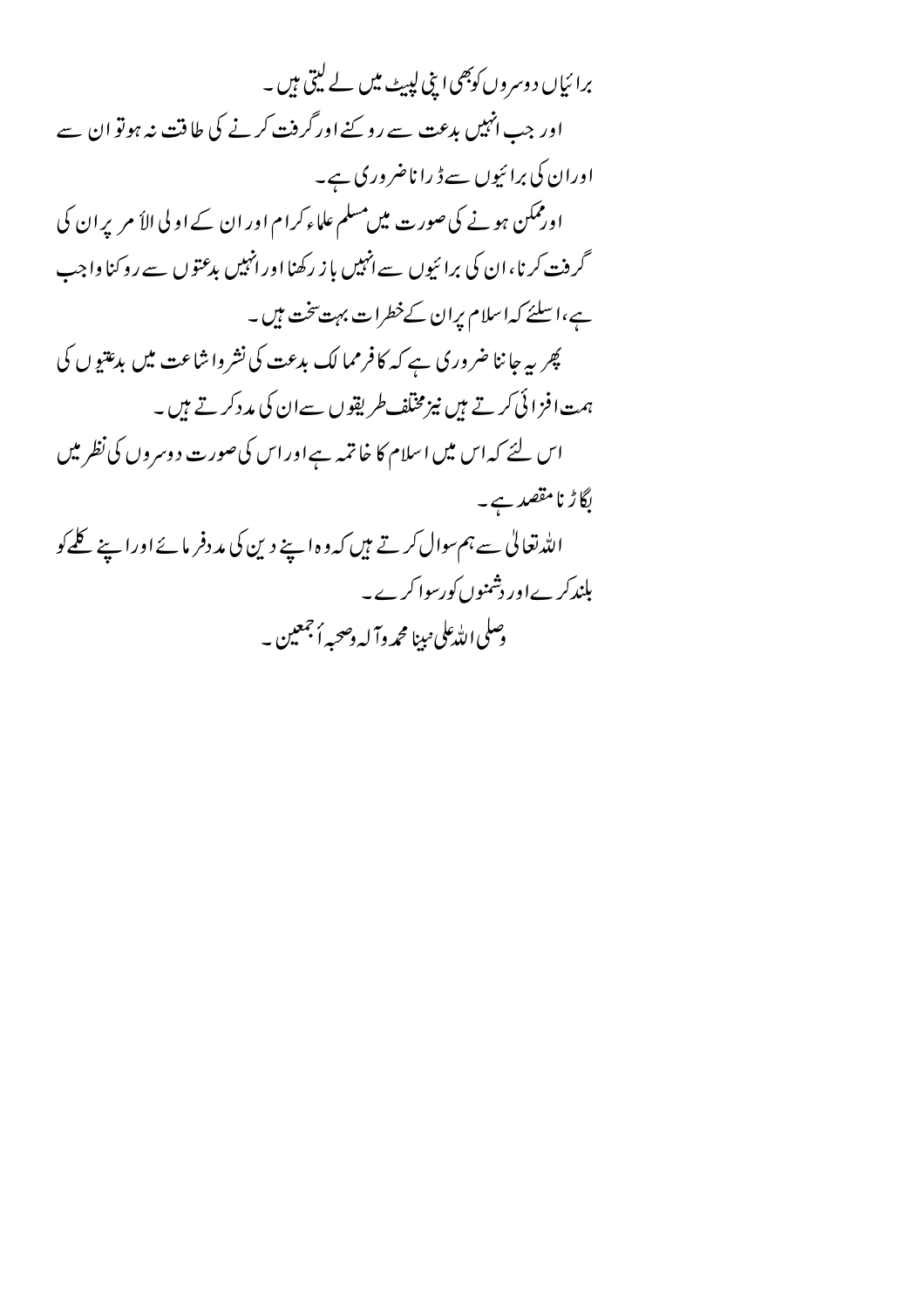برائیاں دوسروں کوبھی اپنی لپیٹ میں لے لیتی ہیں۔

اور جب انہیں بدعت سے روکنے اور گرفت کرنے کی طاقت نہ ہوتو ان سے اوران کی برائیوں سے ڈرانا ضروری ہے۔

اورممکن ہونے کی صورت میں مسلم علماء کرام اوران کے اولی الأمر پران کی گرفت کرنا، ان کی برائیوں سے انہیں باز رکھنا اورانہیں بدعتوں سے روکنا واجب ہے، اسلئے کہ اسلام پران کے خطرات بہت سخت ہیں۔

پھر یہ جاننا ضروری ہے کہ کافرممالک بدعت کی نشرواشاعت میں بدعتیوں کی ہمت افزائی کرتے ہیں نیزمختلف طریقوں سےان کی مددکرتے ہیں۔

اس لئے کہ اس میں اسلام کا خاتمہ ہےاوراس کی صورت دوسروں کی نظرمیں بگاڑنا مقصد ہے۔

اللہ تعالیٰ سے ہم سوال کرتے ہیں کہ وہ اپنے دین کی مددفرمائے اوراپنے کلمے کو بلندکرے اوردشمنوں کورسواکرے۔

وصلی اللہ علی نبینا محمد وآلہ وصحبہ أجمعین۔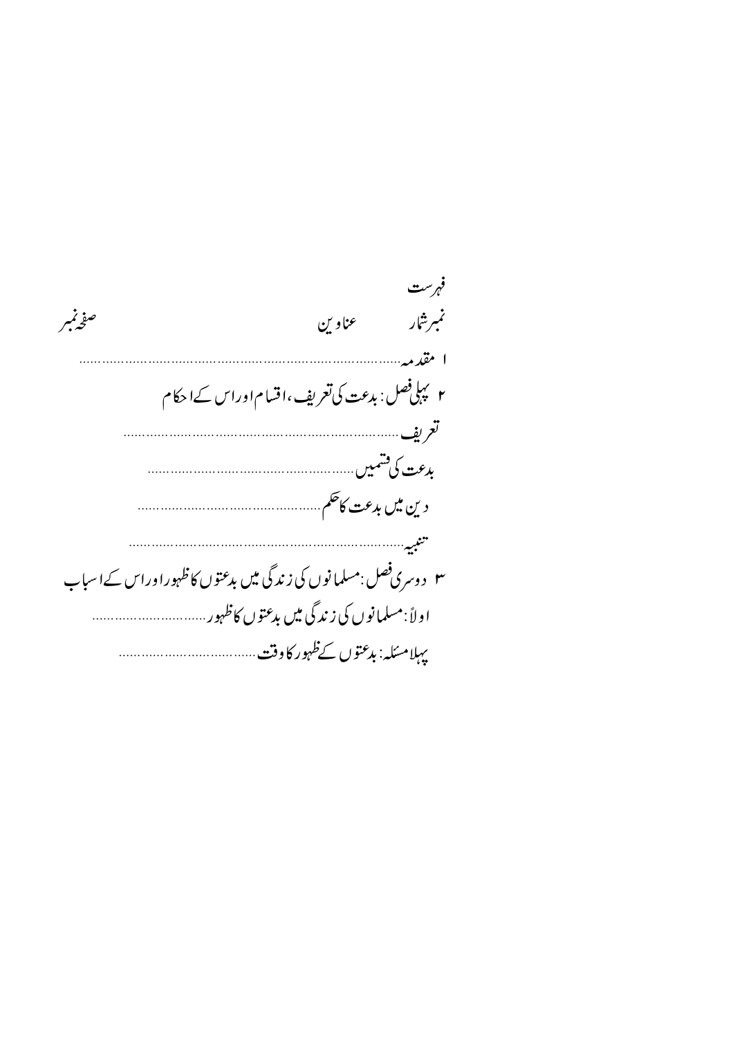فہرست

| نمبر شمار | عناوین | صفحہ نمبر |
|---|---|---|
| ۱ | مقدمہ........................................................................... | |
| ۲ | پہلی فصل: بدعت کی تعریف، اقسام اور اس کے احکام | |
| | تعریف..................................................................... | |
| | بدعت کی قسمیں.................................................... | |
| | دین میں بدعت کا حکم.......................................... | |
| | تنبیہ.......................................................................... | |
| ۳ | دوسری فصل: مسلمانوں کی زندگی میں بدعتوں کا ظہور اور اس کے اسباب | |
| | اولاً: مسلمانوں کی زندگی میں بدعتوں کا ظہور.................................. | |
| | پہلا مسئلہ: بدعتوں کے ظہور کا وقت........................................ | |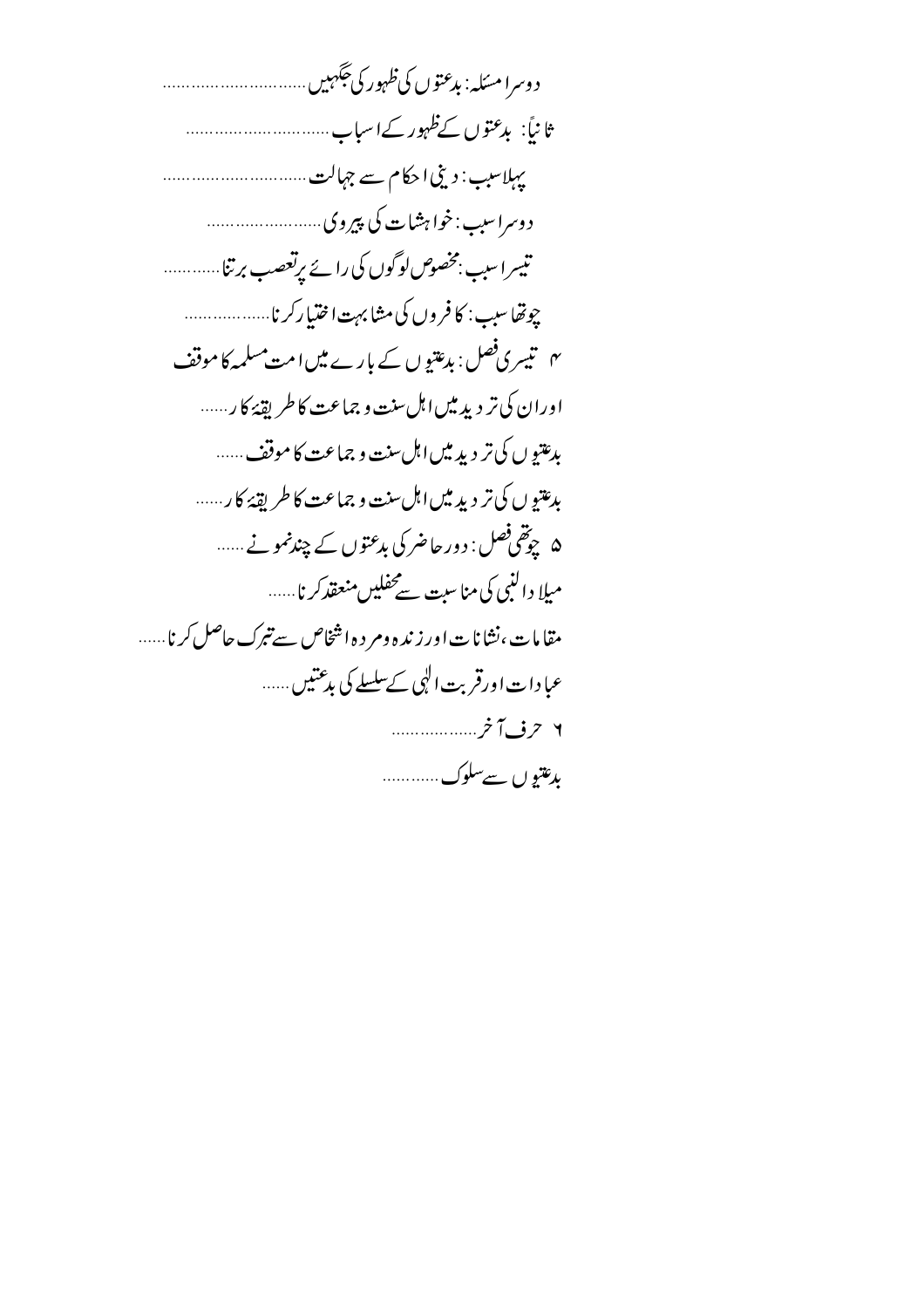دوسرا مسئلہ: بدعتوں کی ظہور کی جگہیں ..............................

ثانیاً: بدعتوں کے ظہور کے اسباب ..............................

پہلا سبب: دینی احکام سے جہالت ..............................

دوسرا سبب: خواہشات کی پیروی ..............................

تیسرا سبب: مخصوص لوگوں کی رائے پر تعصب برتنا..............

چوتھا سبب: کافروں کی مشابہت اختیار کرنا..................

۴ تیسری فصل: بدعتیوں کے بارے میں امت مسلمہ کا موقف اوران کی تردید میں اہل سنت و جماعت کا طریقۂ کار......

بدعتیوں کی تردید میں اہل سنت و جماعت کا موقف......

بدعتیوں کی تردید میں اہل سنت و جماعت کا طریقۂ کار......

۵ چوتھی فصل: دور حاضر کی بدعتوں کے چند نمونے......

میلاد النبی کی مناسبت سے محفلیں منعقد کرنا......

مقامات، نشانات اور زندہ ومردہ اشخاص سے تبرک حاصل کرنا......

عبادات اور قربت الٰہی کے سلسلے کی بدعتیں......

۶ حرف آخر..................

بدعتیوں سے سلوک............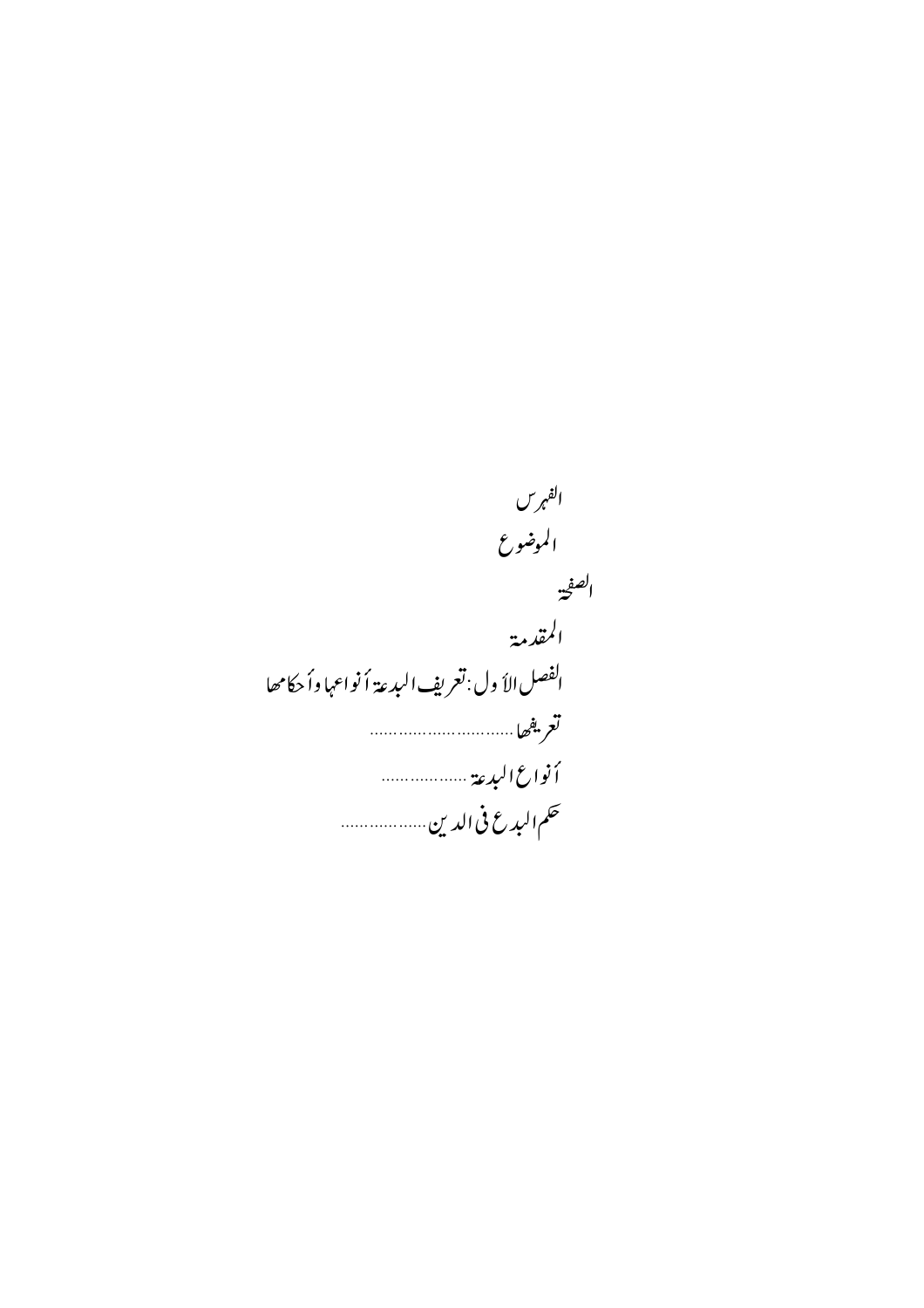# الفهرس

الموضوع

الصفحة

المقدمة

الفصل الأول: تعريف البدعة أنواعها وأحكامها

تعريفها ..........................

أنواع البدعة ...............

حكم البدع في الدين ...............